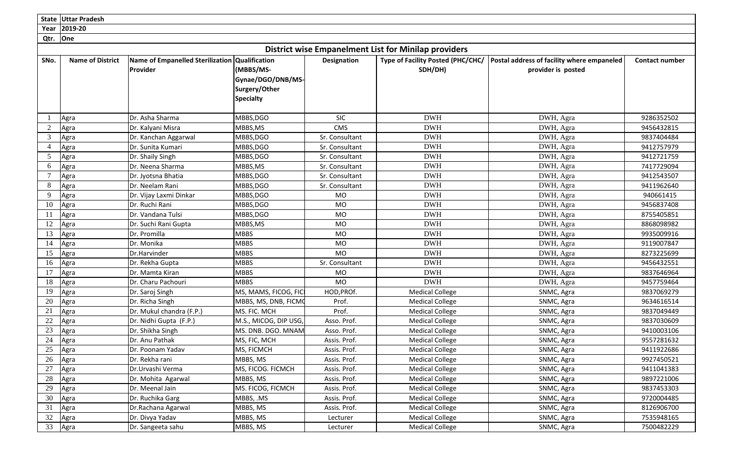| State | Uttar Pradesh |
|---|---|
| Year | 2019-20 |
| Qtr. | One |

## District wise Empanelment List for Minilap providers

| SNo. | Name of District | Name of Empanelled Sterilization Provider | Qualification (MBBS/MS-Gynae/DGO/DNB/MS-Surgery/Other Specialty | Designation | Type of Facility Posted (PHC/CHC/ SDH/DH) | Postal address of facility where empaneled provider is posted | Contact number |
|---|---|---|---|---|---|---|---|
| 1 | Agra | Dr. Asha Sharma | MBBS,DGO | SIC | DWH | DWH, Agra | 9286352502 |
| 2 | Agra | Dr. Kalyani Misra | MBBS,MS | CMS | DWH | DWH, Agra | 9456432815 |
| 3 | Agra | Dr. Kanchan Aggarwal | MBBS,DGO | Sr. Consultant | DWH | DWH, Agra | 9837404484 |
| 4 | Agra | Dr. Sunita Kumari | MBBS,DGO | Sr. Consultant | DWH | DWH, Agra | 9412757979 |
| 5 | Agra | Dr. Shaily Singh | MBBS,DGO | Sr. Consultant | DWH | DWH, Agra | 9412721759 |
| 6 | Agra | Dr. Neena Sharma | MBBS,MS | Sr. Consultant | DWH | DWH, Agra | 7417729094 |
| 7 | Agra | Dr. Jyotsna Bhatia | MBBS,DGO | Sr. Consultant | DWH | DWH, Agra | 9412543507 |
| 8 | Agra | Dr. Neelam Rani | MBBS,DGO | Sr. Consultant | DWH | DWH, Agra | 9411962640 |
| 9 | Agra | Dr. Vijay Laxmi Dinkar | MBBS,DGO | MO | DWH | DWH, Agra | 940661415 |
| 10 | Agra | Dr. Ruchi Rani | MBBS,DGO | MO | DWH | DWH, Agra | 9456837408 |
| 11 | Agra | Dr. Vandana Tulsi | MBBS,DGO | MO | DWH | DWH, Agra | 8755405851 |
| 12 | Agra | Dr. Suchi Rani Gupta | MBBS,MS | MO | DWH | DWH, Agra | 8868098982 |
| 13 | Agra | Dr. Promilla | MBBS | MO | DWH | DWH, Agra | 9935009916 |
| 14 | Agra | Dr. Monika | MBBS | MO | DWH | DWH, Agra | 9119007847 |
| 15 | Agra | Dr.Harvinder | MBBS | MO | DWH | DWH, Agra | 8273225699 |
| 16 | Agra | Dr. Rekha Gupta | MBBS | Sr. Consultant | DWH | DWH, Agra | 9456432551 |
| 17 | Agra | Dr. Mamta Kiran | MBBS | MO | DWH | DWH, Agra | 9837646964 |
| 18 | Agra | Dr. Charu Pachouri | MBBS | MO | DWH | DWH, Agra | 9457759464 |
| 19 | Agra | Dr. Saroj Singh | MS, MAMS, FICOG, FICI | HOD,PROf. | Medical College | SNMC, Agra | 9837069279 |
| 20 | Agra | Dr. Richa Singh | MBBS, MS, DNB, FICMC | Prof. | Medical College | SNMC, Agra | 9634616514 |
| 21 | Agra | Dr. Mukul chandra (F.P.) | MS. FIC. MCH | Prof. | Medical College | SNMC, Agra | 9837049449 |
| 22 | Agra | Dr. Nidhi Gupta (F.P.) | M.S., MICOG, DIP USG, | Asso. Prof. | Medical College | SNMC, Agra | 9837030609 |
| 23 | Agra | Dr. Shikha Singh | MS. DNB. DGO. MNAM | Asso. Prof. | Medical College | SNMC, Agra | 9410003106 |
| 24 | Agra | Dr. Anu Pathak | MS, FIC, MCH | Assis. Prof. | Medical College | SNMC, Agra | 9557281632 |
| 25 | Agra | Dr. Poonam Yadav | MS, FICMCH | Assis. Prof. | Medical College | SNMC, Agra | 9411922686 |
| 26 | Agra | Dr. Rekha rani | MBBS, MS | Assis. Prof. | Medical College | SNMC, Agra | 9927450521 |
| 27 | Agra | Dr.Urvashi Verma | MS, FICOG. FICMCH | Assis. Prof. | Medical College | SNMC, Agra | 9411041383 |
| 28 | Agra | Dr. Mohita Agarwal | MBBS, MS | Assis. Prof. | Medical College | SNMC, Agra | 9897221006 |
| 29 | Agra | Dr. Meenal Jain | MS. FICOG, FICMCH | Assis. Prof. | Medical College | SNMC, Agra | 9837453303 |
| 30 | Agra | Dr. Ruchika Garg | MBBS, .MS | Assis. Prof. | Medical College | SNMC, Agra | 9720004485 |
| 31 | Agra | Dr.Rachana Agarwal | MBBS, MS | Assis. Prof. | Medical College | SNMC, Agra | 8126906700 |
| 32 | Agra | Dr. Divya Yadav | MBBS, MS | Lecturer | Medical College | SNMC, Agra | 7535948165 |
| 33 | Agra | Dr. Sangeeta sahu | MBBS, MS | Lecturer | Medical College | SNMC, Agra | 7500482229 |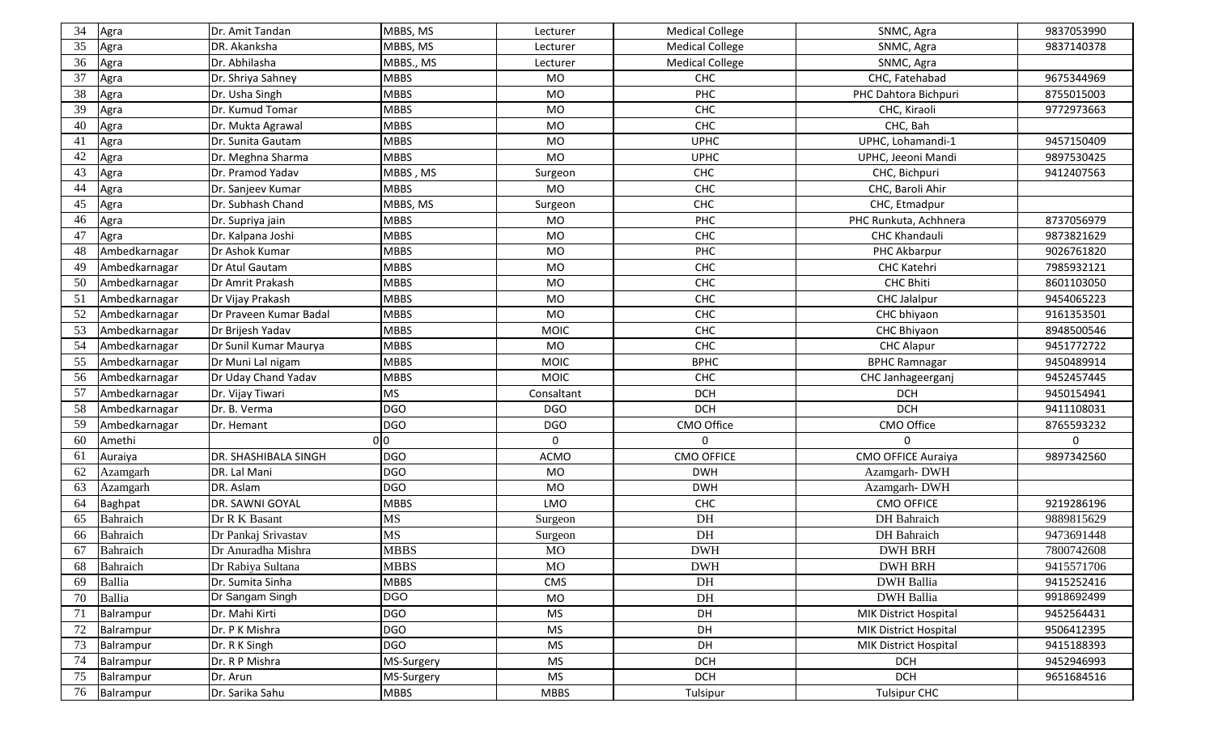| 34 | Agra | Dr. Amit Tandan | MBBS, MS | Lecturer | Medical College | SNMC, Agra | 9837053990 |
|---|---|---|---|---|---|---|---|
| 35 | Agra | DR. Akanksha | MBBS, MS | Lecturer | Medical College | SNMC, Agra | 9837140378 |
| 36 | Agra | Dr. Abhilasha | MBBS., MS | Lecturer | Medical College | SNMC, Agra | |
| 37 | Agra | Dr. Shriya Sahney | MBBS | MO | CHC | CHC, Fatehabad | 9675344969 |
| 38 | Agra | Dr. Usha Singh | MBBS | MO | PHC | PHC Dahtora Bichpuri | 8755015003 |
| 39 | Agra | Dr. Kumud Tomar | MBBS | MO | CHC | CHC, Kiraoli | 9772973663 |
| 40 | Agra | Dr. Mukta Agrawal | MBBS | MO | CHC | CHC, Bah | |
| 41 | Agra | Dr. Sunita Gautam | MBBS | MO | UPHC | UPHC, Lohamandi-1 | 9457150409 |
| 42 | Agra | Dr. Meghna Sharma | MBBS | MO | UPHC | UPHC, Jeeoni Mandi | 9897530425 |
| 43 | Agra | Dr. Pramod Yadav | MBBS , MS | Surgeon | CHC | CHC, Bichpuri | 9412407563 |
| 44 | Agra | Dr. Sanjeev Kumar | MBBS | MO | CHC | CHC, Baroli Ahir | |
| 45 | Agra | Dr. Subhash Chand | MBBS, MS | Surgeon | CHC | CHC, Etmadpur | |
| 46 | Agra | Dr. Supriya jain | MBBS | MO | PHC | PHC Runkuta, Achhnera | 8737056979 |
| 47 | Agra | Dr. Kalpana Joshi | MBBS | MO | CHC | CHC Khandauli | 9873821629 |
| 48 | Ambedkarnagar | Dr Ashok Kumar | MBBS | MO | PHC | PHC Akbarpur | 9026761820 |
| 49 | Ambedkarnagar | Dr Atul Gautam | MBBS | MO | CHC | CHC Katehri | 7985932121 |
| 50 | Ambedkarnagar | Dr Amrit Prakash | MBBS | MO | CHC | CHC Bhiti | 8601103050 |
| 51 | Ambedkarnagar | Dr Vijay Prakash | MBBS | MO | CHC | CHC Jalalpur | 9454065223 |
| 52 | Ambedkarnagar | Dr Praveen Kumar Badal | MBBS | MO | CHC | CHC bhiyaon | 9161353501 |
| 53 | Ambedkarnagar | Dr Brijesh Yadav | MBBS | MOIC | CHC | CHC Bhiyaon | 8948500546 |
| 54 | Ambedkarnagar | Dr Sunil Kumar Maurya | MBBS | MO | CHC | CHC Alapur | 9451772722 |
| 55 | Ambedkarnagar | Dr Muni Lal nigam | MBBS | MOIC | BPHC | BPHC Ramnagar | 9450489914 |
| 56 | Ambedkarnagar | Dr Uday Chand Yadav | MBBS | MOIC | CHC | CHC Janhageerganj | 9452457445 |
| 57 | Ambedkarnagar | Dr. Vijay Tiwari | MS | Consaltant | DCH | DCH | 9450154941 |
| 58 | Ambedkarnagar | Dr. B. Verma | DGO | DGO | DCH | DCH | 9411108031 |
| 59 | Ambedkarnagar | Dr. Hemant | DGO | DGO | CMO Office | CMO Office | 8765593232 |
| 60 | Amethi | 0 | 0 | 0 | 0 | 0 | 0 |
| 61 | Auraiya | DR. SHASHIBALA SINGH | DGO | ACMO | CMO OFFICE | CMO OFFICE Auraiya | 9897342560 |
| 62 | Azamgarh | DR. Lal Mani | DGO | MO | DWH | Azamgarh- DWH | |
| 63 | Azamgarh | DR. Aslam | DGO | MO | DWH | Azamgarh- DWH | |
| 64 | Baghpat | DR. SAWNI GOYAL | MBBS | LMO | CHC | CMO OFFICE | 9219286196 |
| 65 | Bahraich | Dr R K Basant | MS | Surgeon | DH | DH Bahraich | 9889815629 |
| 66 | Bahraich | Dr Pankaj Srivastav | MS | Surgeon | DH | DH Bahraich | 9473691448 |
| 67 | Bahraich | Dr Anuradha Mishra | MBBS | MO | DWH | DWH BRH | 7800742608 |
| 68 | Bahraich | Dr Rabiya Sultana | MBBS | MO | DWH | DWH BRH | 9415571706 |
| 69 | Ballia | Dr. Sumita Sinha | MBBS | CMS | DH | DWH Ballia | 9415252416 |
| 70 | Ballia | Dr Sangam Singh | DGO | MO | DH | DWH Ballia | 9918692499 |
| 71 | Balrampur | Dr. Mahi Kirti | DGO | MS | DH | MIK District Hospital | 9452564431 |
| 72 | Balrampur | Dr. P K Mishra | DGO | MS | DH | MIK District Hospital | 9506412395 |
| 73 | Balrampur | Dr. R K Singh | DGO | MS | DH | MIK District Hospital | 9415188393 |
| 74 | Balrampur | Dr. R P Mishra | MS-Surgery | MS | DCH | DCH | 9452946993 |
| 75 | Balrampur | Dr. Arun | MS-Surgery | MS | DCH | DCH | 9651684516 |
| 76 | Balrampur | Dr. Sarika Sahu | MBBS | MBBS | Tulsipur | Tulsipur CHC | |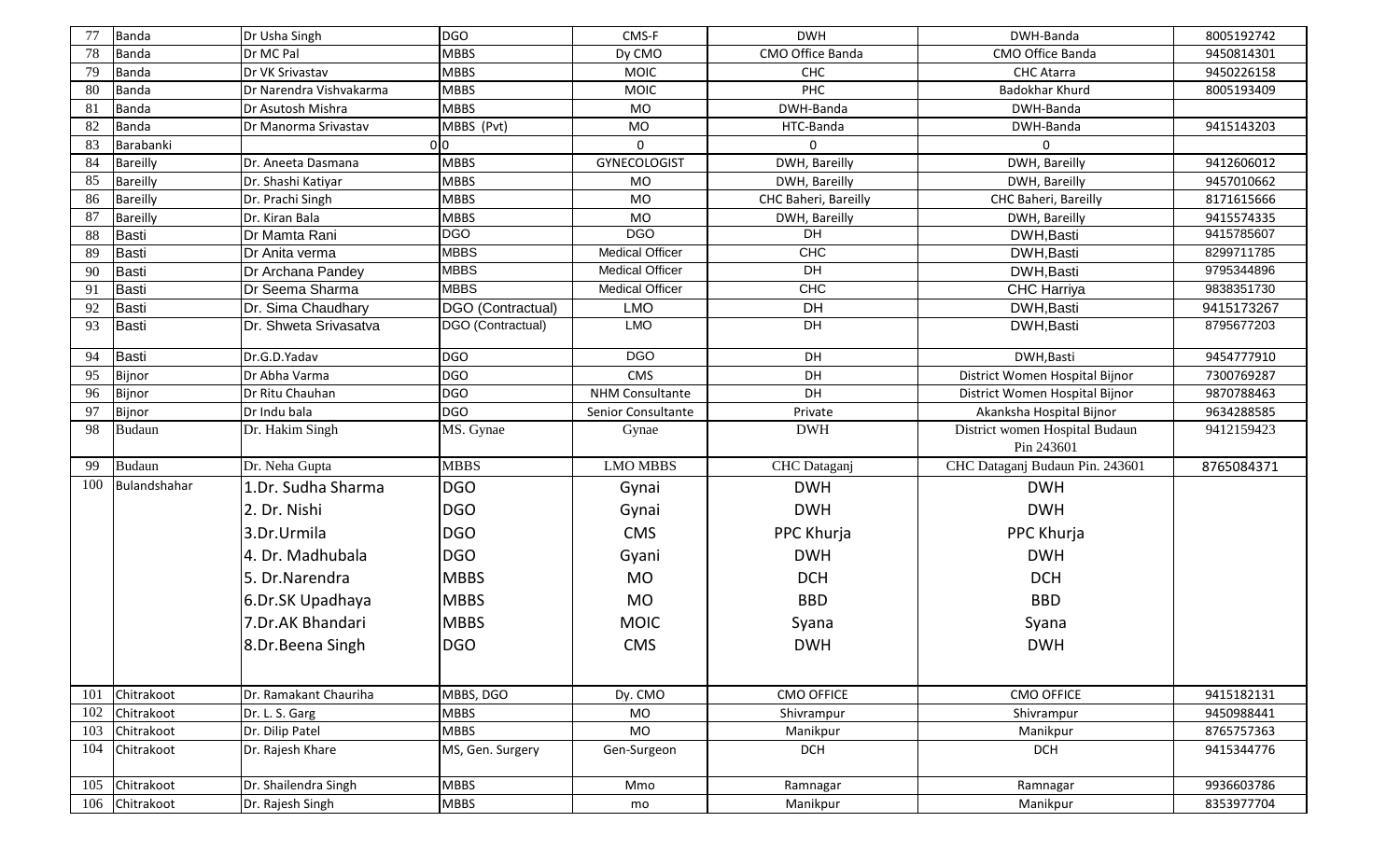| 77 | Banda | Dr Usha Singh | DGO | CMS-F | DWH | DWH-Banda | 8005192742 |
|---|---|---|---|---|---|---|---|
| 78 | Banda | Dr MC Pal | MBBS | Dy CMO | CMO Office Banda | CMO Office Banda | 9450814301 |
| 79 | Banda | Dr VK Srivastav | MBBS | MOIC | CHC | CHC Atarra | 9450226158 |
| 80 | Banda | Dr Narendra Vishvakarma | MBBS | MOIC | PHC | Badokhar Khurd | 8005193409 |
| 81 | Banda | Dr Asutosh Mishra | MBBS | MO | DWH-Banda | DWH-Banda | |
| 82 | Banda | Dr Manorma Srivastav | MBBS (Pvt) | MO | HTC-Banda | DWH-Banda | 9415143203 |
| 83 | Barabanki | 0 | 0 | 0 | 0 | 0 | |
| 84 | Bareilly | Dr. Aneeta Dasmana | MBBS | GYNECOLOGIST | DWH, Bareilly | DWH, Bareilly | 9412606012 |
| 85 | Bareilly | Dr. Shashi Katiyar | MBBS | MO | DWH, Bareilly | DWH, Bareilly | 9457010662 |
| 86 | Bareilly | Dr. Prachi Singh | MBBS | MO | CHC Baheri, Bareilly | CHC Baheri, Bareilly | 8171615666 |
| 87 | Bareilly | Dr. Kiran Bala | MBBS | MO | DWH, Bareilly | DWH, Bareilly | 9415574335 |
| 88 | Basti | Dr Mamta Rani | DGO | DGO | DH | DWH,Basti | 9415785607 |
| 89 | Basti | Dr Anita verma | MBBS | Medical Officer | CHC | DWH,Basti | 8299711785 |
| 90 | Basti | Dr Archana Pandey | MBBS | Medical Officer | DH | DWH,Basti | 9795344896 |
| 91 | Basti | Dr Seema Sharma | MBBS | Medical Officer | CHC | CHC Harriya | 9838351730 |
| 92 | Basti | Dr. Sima Chaudhary | DGO (Contractual) | LMO | DH | DWH,Basti | 9415173267 |
| 93 | Basti | Dr. Shweta Srivasatva | DGO (Contractual) | LMO | DH | DWH,Basti | 8795677203 |
| 94 | Basti | Dr.G.D.Yadav | DGO | DGO | DH | DWH,Basti | 9454777910 |
| 95 | Bijnor | Dr Abha Varma | DGO | CMS | DH | District Women Hospital Bijnor | 7300769287 |
| 96 | Bijnor | Dr Ritu Chauhan | DGO | NHM Consultante | DH | District Women Hospital Bijnor | 9870788463 |
| 97 | Bijnor | Dr Indu bala | DGO | Senior Consultante | Private | Akanksha Hospital Bijnor | 9634288585 |
| 98 | Budaun | Dr. Hakim Singh | MS. Gynae | Gynae | DWH | District women Hospital Budaun Pin 243601 | 9412159423 |
| 99 | Budaun | Dr. Neha Gupta | MBBS | LMO MBBS | CHC Dataganj | CHC Dataganj Budaun Pin. 243601 | 8765084371 |
| 100 | Bulandshahar | 1.Dr. Sudha Sharma | DGO | Gynai | DWH | DWH | |
| | | 2. Dr. Nishi | DGO | Gynai | DWH | DWH | |
| | | 3.Dr.Urmila | DGO | CMS | PPC Khurja | PPC Khurja | |
| | | 4. Dr. Madhubala | DGO | Gyani | DWH | DWH | |
| | | 5. Dr.Narendra | MBBS | MO | DCH | DCH | |
| | | 6.Dr.SK Upadhaya | MBBS | MO | BBD | BBD | |
| | | 7.Dr.AK Bhandari | MBBS | MOIC | Syana | Syana | |
| | | 8.Dr.Beena Singh | DGO | CMS | DWH | DWH | |
| 101 | Chitrakoot | Dr. Ramakant Chauriha | MBBS, DGO | Dy. CMO | CMO OFFICE | CMO OFFICE | 9415182131 |
| 102 | Chitrakoot | Dr. L. S. Garg | MBBS | MO | Shivrampur | Shivrampur | 9450988441 |
| 103 | Chitrakoot | Dr. Dilip Patel | MBBS | MO | Manikpur | Manikpur | 8765757363 |
| 104 | Chitrakoot | Dr. Rajesh Khare | MS, Gen. Surgery | Gen-Surgeon | DCH | DCH | 9415344776 |
| 105 | Chitrakoot | Dr. Shailendra Singh | MBBS | Mmo | Ramnagar | Ramnagar | 9936603786 |
| 106 | Chitrakoot | Dr. Rajesh Singh | MBBS | mo | Manikpur | Manikpur | 8353977704 |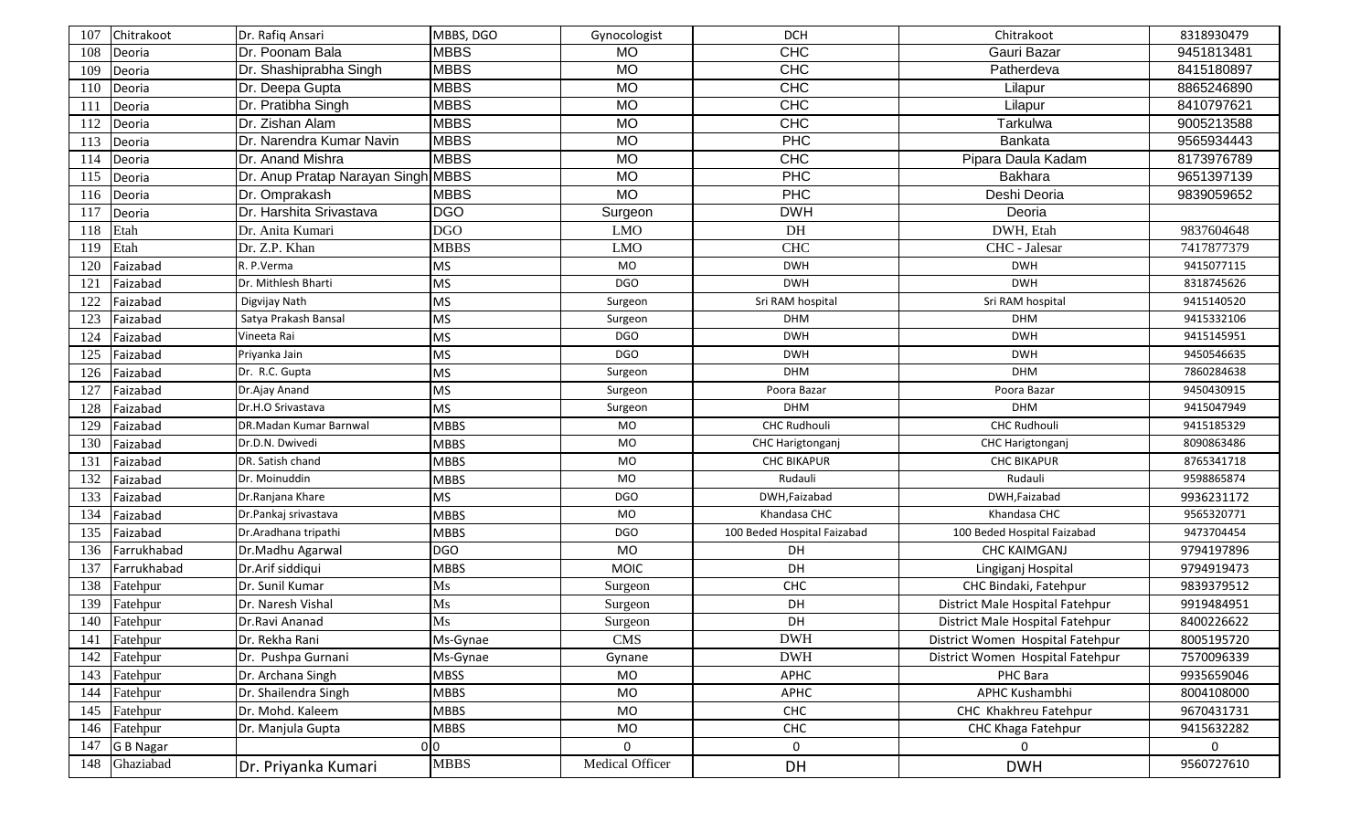| 107 | Chitrakoot | Dr. Rafiq Ansari | MBBS, DGO | Gynocologist | DCH | Chitrakoot | 8318930479 |
|---|---|---|---|---|---|---|---|
| 108 | Deoria | Dr. Poonam Bala | MBBS | MO | CHC | Gauri Bazar | 9451813481 |
| 109 | Deoria | Dr. Shashiprabha Singh | MBBS | MO | CHC | Patherdeva | 8415180897 |
| 110 | Deoria | Dr. Deepa Gupta | MBBS | MO | CHC | Lilapur | 8865246890 |
| 111 | Deoria | Dr. Pratibha Singh | MBBS | MO | CHC | Lilapur | 8410797621 |
| 112 | Deoria | Dr. Zishan Alam | MBBS | MO | CHC | Tarkulwa | 9005213588 |
| 113 | Deoria | Dr. Narendra Kumar Navin | MBBS | MO | PHC | Bankata | 9565934443 |
| 114 | Deoria | Dr. Anand Mishra | MBBS | MO | CHC | Pipara Daula Kadam | 8173976789 |
| 115 | Deoria | Dr. Anup Pratap Narayan Singh | MBBS | MO | PHC | Bakhara | 9651397139 |
| 116 | Deoria | Dr. Omprakash | MBBS | MO | PHC | Deshi Deoria | 9839059652 |
| 117 | Deoria | Dr. Harshita Srivastava | DGO | Surgeon | DWH | Deoria | |
| 118 | Etah | Dr. Anita Kumari | DGO | LMO | DH | DWH, Etah | 9837604648 |
| 119 | Etah | Dr. Z.P. Khan | MBBS | LMO | CHC | CHC - Jalesar | 7417877379 |
| 120 | Faizabad | R. P.Verma | MS | MO | DWH | DWH | 9415077115 |
| 121 | Faizabad | Dr. Mithlesh Bharti | MS | DGO | DWH | DWH | 8318745626 |
| 122 | Faizabad | Digvijay Nath | MS | Surgeon | Sri RAM hospital | Sri RAM hospital | 9415140520 |
| 123 | Faizabad | Satya Prakash Bansal | MS | Surgeon | DHM | DHM | 9415332106 |
| 124 | Faizabad | Vineeta Rai | MS | DGO | DWH | DWH | 9415145951 |
| 125 | Faizabad | Priyanka Jain | MS | DGO | DWH | DWH | 9450546635 |
| 126 | Faizabad | Dr. R.C. Gupta | MS | Surgeon | DHM | DHM | 7860284638 |
| 127 | Faizabad | Dr.Ajay Anand | MS | Surgeon | Poora Bazar | Poora Bazar | 9450430915 |
| 128 | Faizabad | Dr.H.O Srivastava | MS | Surgeon | DHM | DHM | 9415047949 |
| 129 | Faizabad | DR.Madan Kumar Barnwal | MBBS | MO | CHC Rudhouli | CHC Rudhouli | 9415185329 |
| 130 | Faizabad | Dr.D.N. Dwivedi | MBBS | MO | CHC Harigtonganj | CHC Harigtonganj | 8090863486 |
| 131 | Faizabad | DR. Satish chand | MBBS | MO | CHC BIKAPUR | CHC BIKAPUR | 8765341718 |
| 132 | Faizabad | Dr. Moinuddin | MBBS | MO | Rudauli | Rudauli | 9598865874 |
| 133 | Faizabad | Dr.Ranjana Khare | MS | DGO | DWH,Faizabad | DWH,Faizabad | 9936231172 |
| 134 | Faizabad | Dr.Pankaj srivastava | MBBS | MO | Khandasa CHC | Khandasa CHC | 9565320771 |
| 135 | Faizabad | Dr.Aradhana tripathi | MBBS | DGO | 100 Beded Hospital Faizabad | 100 Beded Hospital Faizabad | 9473704454 |
| 136 | Farrukhabad | Dr.Madhu Agarwal | DGO | MO | DH | CHC KAIMGANJ | 9794197896 |
| 137 | Farrukhabad | Dr.Arif siddiqui | MBBS | MOIC | DH | Lingiganj Hospital | 9794919473 |
| 138 | Fatehpur | Dr. Sunil Kumar | Ms | Surgeon | CHC | CHC Bindaki, Fatehpur | 9839379512 |
| 139 | Fatehpur | Dr. Naresh Vishal | Ms | Surgeon | DH | District Male Hospital Fatehpur | 9919484951 |
| 140 | Fatehpur | Dr.Ravi Ananad | Ms | Surgeon | DH | District Male Hospital Fatehpur | 8400226622 |
| 141 | Fatehpur | Dr. Rekha Rani | Ms-Gynae | CMS | DWH | District Women Hospital Fatehpur | 8005195720 |
| 142 | Fatehpur | Dr. Pushpa Gurnani | Ms-Gynae | Gynane | DWH | District Women Hospital Fatehpur | 7570096339 |
| 143 | Fatehpur | Dr. Archana Singh | MBSS | MO | APHC | PHC Bara | 9935659046 |
| 144 | Fatehpur | Dr. Shailendra Singh | MBBS | MO | APHC | APHC Kushambhi | 8004108000 |
| 145 | Fatehpur | Dr. Mohd. Kaleem | MBBS | MO | CHC | CHC Khakhreu Fatehpur | 9670431731 |
| 146 | Fatehpur | Dr. Manjula Gupta | MBBS | MO | CHC | CHC Khaga Fatehpur | 9415632282 |
| 147 | G B Nagar | 0 | 0 | 0 | 0 | 0 | 0 |
| 148 | Ghaziabad | Dr. Priyanka Kumari | MBBS | Medical Officer | DH | DWH | 9560727610 |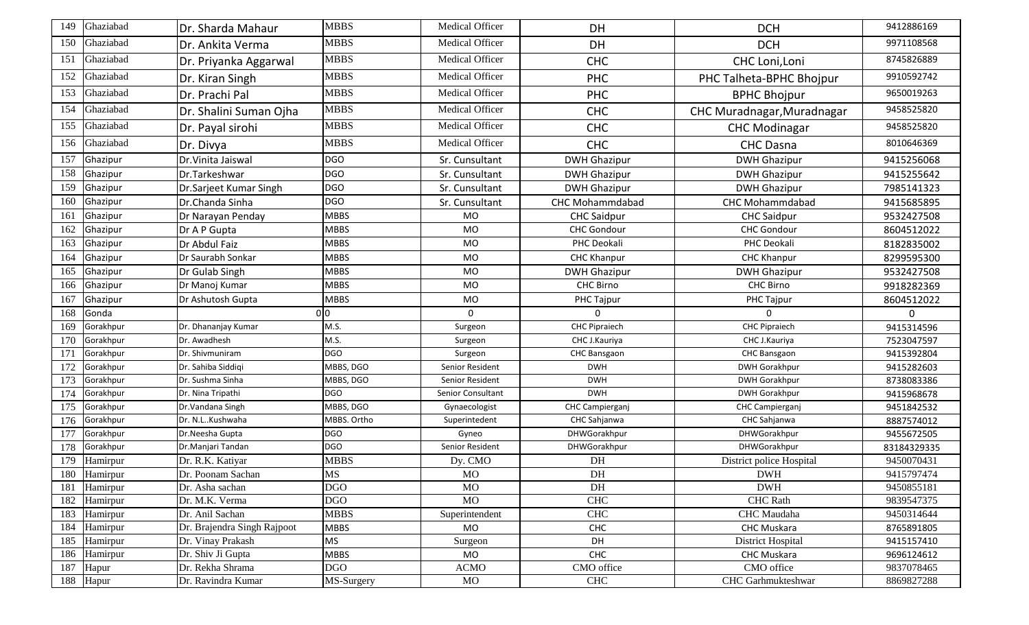| 149 | Ghaziabad | Dr. Sharda Mahaur | MBBS | Medical Officer | DH | DCH | 9412886169 |
|---|---|---|---|---|---|---|---|
| 150 | Ghaziabad | Dr. Ankita Verma | MBBS | Medical Officer | DH | DCH | 9971108568 |
| 151 | Ghaziabad | Dr. Priyanka Aggarwal | MBBS | Medical Officer | CHC | CHC Loni,Loni | 8745826889 |
| 152 | Ghaziabad | Dr. Kiran Singh | MBBS | Medical Officer | PHC | PHC Talheta-BPHC Bhojpur | 9910592742 |
| 153 | Ghaziabad | Dr. Prachi Pal | MBBS | Medical Officer | PHC | BPHC Bhojpur | 9650019263 |
| 154 | Ghaziabad | Dr. Shalini Suman Ojha | MBBS | Medical Officer | CHC | CHC Muradnagar,Muradnagar | 9458525820 |
| 155 | Ghaziabad | Dr. Payal sirohi | MBBS | Medical Officer | CHC | CHC Modinagar | 9458525820 |
| 156 | Ghaziabad | Dr. Divya | MBBS | Medical Officer | CHC | CHC Dasna | 8010646369 |
| 157 | Ghazipur | Dr.Vinita Jaiswal | DGO | Sr. Cunsultant | DWH Ghazipur | DWH Ghazipur | 9415256068 |
| 158 | Ghazipur | Dr.Tarkeshwar | DGO | Sr. Cunsultant | DWH Ghazipur | DWH Ghazipur | 9415255642 |
| 159 | Ghazipur | Dr.Sarjeet Kumar Singh | DGO | Sr. Cunsultant | DWH Ghazipur | DWH Ghazipur | 7985141323 |
| 160 | Ghazipur | Dr.Chanda Sinha | DGO | Sr. Cunsultant | CHC Mohammdabad | CHC Mohammdabad | 9415685895 |
| 161 | Ghazipur | Dr Narayan Penday | MBBS | MO | CHC Saidpur | CHC Saidpur | 9532427508 |
| 162 | Ghazipur | Dr A P Gupta | MBBS | MO | CHC Gondour | CHC Gondour | 8604512022 |
| 163 | Ghazipur | Dr Abdul Faiz | MBBS | MO | PHC Deokali | PHC Deokali | 8182835002 |
| 164 | Ghazipur | Dr Saurabh Sonkar | MBBS | MO | CHC Khanpur | CHC Khanpur | 8299595300 |
| 165 | Ghazipur | Dr Gulab Singh | MBBS | MO | DWH Ghazipur | DWH Ghazipur | 9532427508 |
| 166 | Ghazipur | Dr Manoj Kumar | MBBS | MO | CHC Birno | CHC Birno | 9918282369 |
| 167 | Ghazipur | Dr Ashutosh Gupta | MBBS | MO | PHC Tajpur | PHC Tajpur | 8604512022 |
| 168 | Gonda | 0 | 0 | 0 | 0 | 0 | 0 |
| 169 | Gorakhpur | Dr. Dhananjay Kumar | M.S. | Surgeon | CHC Pipraiech | CHC Pipraiech | 9415314596 |
| 170 | Gorakhpur | Dr. Awadhesh | M.S. | Surgeon | CHC J.Kauriya | CHC J.Kauriya | 7523047597 |
| 171 | Gorakhpur | Dr. Shivmuniram | DGO | Surgeon | CHC Bansgaon | CHC Bansgaon | 9415392804 |
| 172 | Gorakhpur | Dr. Sahiba Siddiqi | MBBS, DGO | Senior Resident | DWH | DWH Gorakhpur | 9415282603 |
| 173 | Gorakhpur | Dr. Sushma Sinha | MBBS, DGO | Senior Resident | DWH | DWH Gorakhpur | 8738083386 |
| 174 | Gorakhpur | Dr. Nina Tripathi | DGO | Senior Consultant | DWH | DWH Gorakhpur | 9415968678 |
| 175 | Gorakhpur | Dr.Vandana Singh | MBBS, DGO | Gynaecologist | CHC Campierganj | CHC Campierganj | 9451842532 |
| 176 | Gorakhpur | Dr. N.L..Kushwaha | MBBS. Ortho | Superintedent | CHC Sahjanwa | CHC Sahjanwa | 8887574012 |
| 177 | Gorakhpur | Dr.Neesha Gupta | DGO | Gyneo | DHWGorakhpur | DHWGorakhpur | 9455672505 |
| 178 | Gorakhpur | Dr.Manjari Tandan | DGO | Senior Resident | DHWGorakhpur | DHWGorakhpur | 83184329335 |
| 179 | Hamirpur | Dr. R.K. Katiyar | MBBS | Dy. CMO | DH | District police Hospital | 9450070431 |
| 180 | Hamirpur | Dr. Poonam Sachan | MS | MO | DH | DWH | 9415797474 |
| 181 | Hamirpur | Dr. Asha sachan | DGO | MO | DH | DWH | 9450855181 |
| 182 | Hamirpur | Dr. M.K. Verma | DGO | MO | CHC | CHC Rath | 9839547375 |
| 183 | Hamirpur | Dr. Anil Sachan | MBBS | Superintendent | CHC | CHC Maudaha | 9450314644 |
| 184 | Hamirpur | Dr. Brajendra Singh Rajpoot | MBBS | MO | CHC | CHC Muskara | 8765891805 |
| 185 | Hamirpur | Dr. Vinay Prakash | MS | Surgeon | DH | District Hospital | 9415157410 |
| 186 | Hamirpur | Dr. Shiv Ji Gupta | MBBS | MO | CHC | CHC Muskara | 9696124612 |
| 187 | Hapur | Dr. Rekha Shrama | DGO | ACMO | CMO office | CMO office | 9837078465 |
| 188 | Hapur | Dr. Ravindra Kumar | MS-Surgery | MO | CHC | CHC Garhmukteshwar | 8869827288 |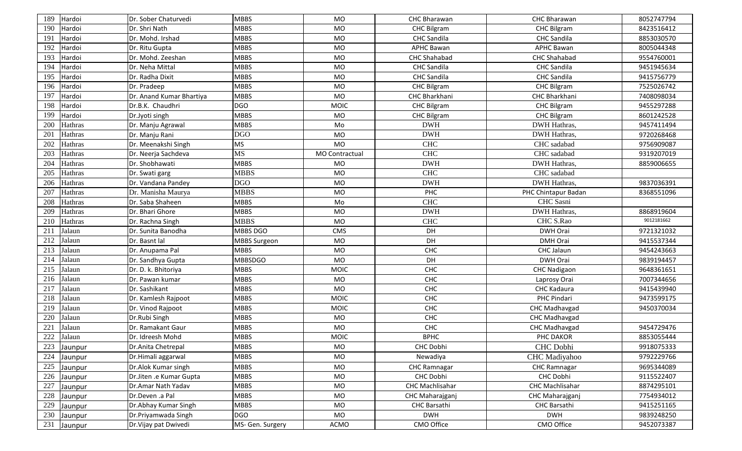| 189 | Hardoi | Dr. Sober Chaturvedi | MBBS | MO | CHC Bharawan | CHC Bharawan | 8052747794 |
|---|---|---|---|---|---|---|---|
| 190 | Hardoi | Dr. Shri Nath | MBBS | MO | CHC Bilgram | CHC Bilgram | 8423516412 |
| 191 | Hardoi | Dr. Mohd. Irshad | MBBS | MO | CHC Sandila | CHC Sandila | 8853030570 |
| 192 | Hardoi | Dr. Ritu Gupta | MBBS | MO | APHC Bawan | APHC Bawan | 8005044348 |
| 193 | Hardoi | Dr. Mohd. Zeeshan | MBBS | MO | CHC Shahabad | CHC Shahabad | 9554760001 |
| 194 | Hardoi | Dr. Neha Mittal | MBBS | MO | CHC Sandila | CHC Sandila | 9451945634 |
| 195 | Hardoi | Dr. Radha Dixit | MBBS | MO | CHC Sandila | CHC Sandila | 9415756779 |
| 196 | Hardoi | Dr. Pradeep | MBBS | MO | CHC Bilgram | CHC Bilgram | 7525026742 |
| 197 | Hardoi | Dr. Anand Kumar Bhartiya | MBBS | MO | CHC Bharkhani | CHC Bharkhani | 7408098034 |
| 198 | Hardoi | Dr.B.K. Chaudhri | DGO | MOIC | CHC Bilgram | CHC Bilgram | 9455297288 |
| 199 | Hardoi | Dr.Jyoti singh | MBBS | MO | CHC Bilgram | CHC Bilgram | 8601242528 |
| 200 | Hathras | Dr. Manju Agrawal | MBBS | Mo | DWH | DWH Hathras, | 9457411494 |
| 201 | Hathras | Dr. Manju Rani | DGO | MO | DWH | DWH Hathras, | 9720268468 |
| 202 | Hathras | Dr. Meenakshi Singh | MS | MO | CHC | CHC sadabad | 9756909087 |
| 203 | Hathras | Dr. Neerja Sachdeva | MS | MO Contractual | CHC | CHC sadabad | 9319207019 |
| 204 | Hathras | Dr. Shobhawati | MBBS | MO | DWH | DWH Hathras, | 8859006655 |
| 205 | Hathras | Dr. Swati garg | MBBS | MO | CHC | CHC sadabad | |
| 206 | Hathras | Dr. Vandana Pandey | DGO | MO | DWH | DWH Hathras, | 9837036391 |
| 207 | Hathras | Dr. Manisha Maurya | MBBS | MO | PHC | PHC Chintapur Badan | 8368551096 |
| 208 | Hathras | Dr. Saba Shaheen | MBBS | Mo | CHC | CHC Sasni | |
| 209 | Hathras | Dr. Bhari Ghore | MBBS | MO | DWH | DWH Hathras, | 8868919604 |
| 210 | Hathras | Dr. Rachna Singh | MBBS | MO | CHC | CHC S.Rao | 9012181662 |
| 211 | Jalaun | Dr. Sunita Banodha | MBBS DGO | CMS | DH | DWH Orai | 9721321032 |
| 212 | Jalaun | Dr. Basnt lal | MBBS Surgeon | MO | DH | DMH Orai | 9415537344 |
| 213 | Jalaun | Dr. Anupama Pal | MBBS | MO | CHC | CHC Jalaun | 9454243663 |
| 214 | Jalaun | Dr. Sandhya Gupta | MBBSDGO | MO | DH | DWH Orai | 9839194457 |
| 215 | Jalaun | Dr. D. k. Bhitoriya | MBBS | MOIC | CHC | CHC Nadigaon | 9648361651 |
| 216 | Jalaun | Dr. Pawan kumar | MBBS | MO | CHC | Laprosy Orai | 7007344656 |
| 217 | Jalaun | Dr. Sashikant | MBBS | MO | CHC | CHC Kadaura | 9415439940 |
| 218 | Jalaun | Dr. Kamlesh Rajpoot | MBBS | MOIC | CHC | PHC Pindari | 9473599175 |
| 219 | Jalaun | Dr. Vinod Rajpoot | MBBS | MOIC | CHC | CHC Madhavgad | 9450370034 |
| 220 | Jalaun | Dr.Rubi Singh | MBBS | MO | CHC | CHC Madhavgad | |
| 221 | Jalaun | Dr. Ramakant Gaur | MBBS | MO | CHC | CHC Madhavgad | 9454729476 |
| 222 | Jalaun | Dr. Idreesh Mohd | MBBS | MOIC | BPHC | PHC DAKOR | 8853055444 |
| 223 | Jaunpur | Dr.Anita Chetrepal | MBBS | MO | CHC Dobhi | CHC Dobhi | 9918075333 |
| 224 | Jaunpur | Dr.Himali aggarwal | MBBS | MO | Newadiya | CHC Madiyahoo | 9792229766 |
| 225 | Jaunpur | Dr.Alok Kumar singh | MBBS | MO | CHC Ramnagar | CHC Ramnagar | 9695344089 |
| 226 | Jaunpur | Dr.Jiten .e Kumar Gupta | MBBS | MO | CHC Dobhi | CHC Dobhi | 9115522407 |
| 227 | Jaunpur | Dr.Amar Nath Yadav | MBBS | MO | CHC Machlisahar | CHC Machlisahar | 8874295101 |
| 228 | Jaunpur | Dr.Deven .a Pal | MBBS | MO | CHC Maharajganj | CHC Maharajganj | 7754934012 |
| 229 | Jaunpur | Dr.Abhay Kumar Singh | MBBS | MO | CHC Barsathi | CHC Barsathi | 9415251165 |
| 230 | Jaunpur | Dr.Priyamwada Singh | DGO | MO | DWH | DWH | 9839248250 |
| 231 | Jaunpur | Dr.Vijay pat Dwivedi | MS- Gen. Surgery | ACMO | CMO Office | CMO Office | 9452073387 |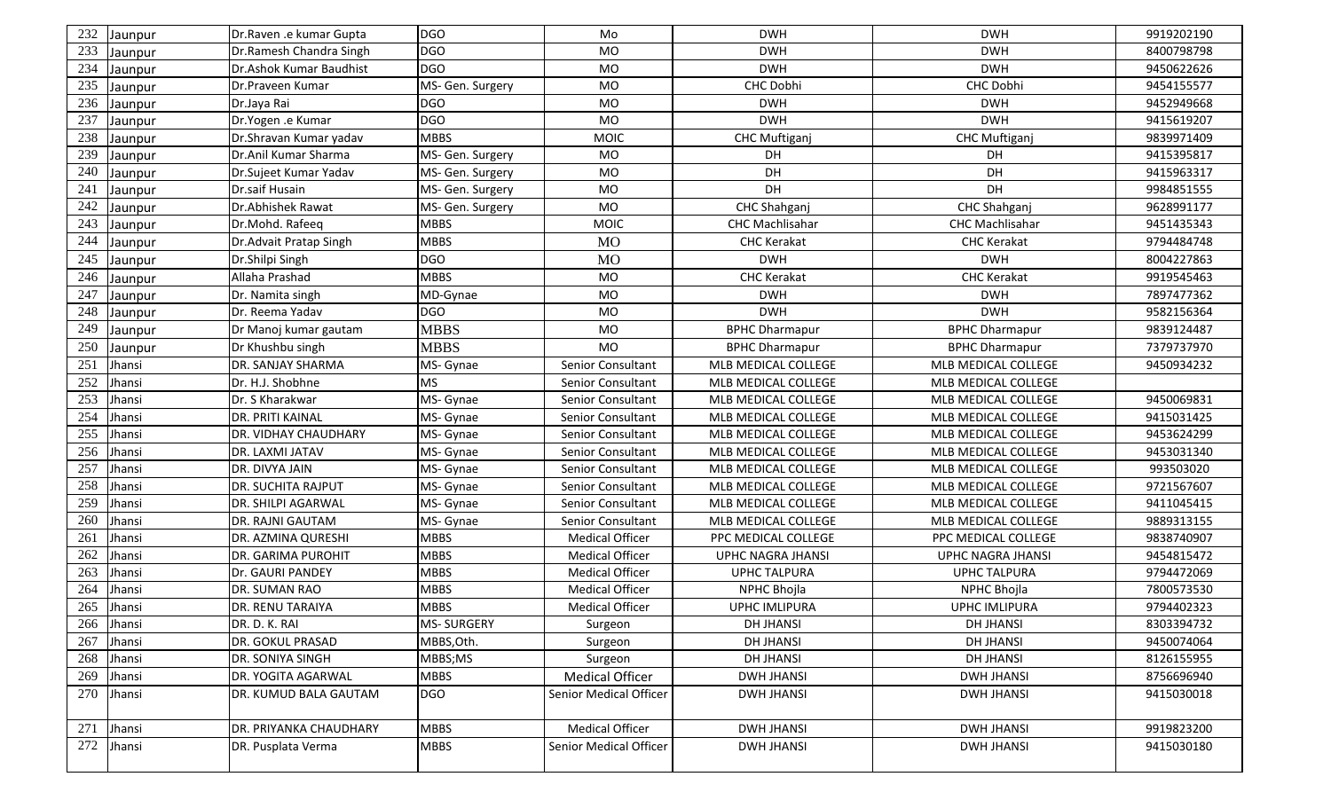| 232 | Jaunpur | Dr.Raven .e kumar Gupta | DGO | Mo | DWH | DWH | 9919202190 |
|---|---|---|---|---|---|---|---|
| 233 | Jaunpur | Dr.Ramesh Chandra Singh | DGO | MO | DWH | DWH | 8400798798 |
| 234 | Jaunpur | Dr.Ashok Kumar Baudhist | DGO | MO | DWH | DWH | 9450622626 |
| 235 | Jaunpur | Dr.Praveen Kumar | MS- Gen. Surgery | MO | CHC Dobhi | CHC Dobhi | 9454155577 |
| 236 | Jaunpur | Dr.Jaya Rai | DGO | MO | DWH | DWH | 9452949668 |
| 237 | Jaunpur | Dr.Yogen .e Kumar | DGO | MO | DWH | DWH | 9415619207 |
| 238 | Jaunpur | Dr.Shravan Kumar yadav | MBBS | MOIC | CHC Muftiganj | CHC Muftiganj | 9839971409 |
| 239 | Jaunpur | Dr.Anil Kumar Sharma | MS- Gen. Surgery | MO | DH | DH | 9415395817 |
| 240 | Jaunpur | Dr.Sujeet Kumar Yadav | MS- Gen. Surgery | MO | DH | DH | 9415963317 |
| 241 | Jaunpur | Dr.saif Husain | MS- Gen. Surgery | MO | DH | DH | 9984851555 |
| 242 | Jaunpur | Dr.Abhishek Rawat | MS- Gen. Surgery | MO | CHC Shahganj | CHC Shahganj | 9628991177 |
| 243 | Jaunpur | Dr.Mohd. Rafeeq | MBBS | MOIC | CHC Machlisahar | CHC Machlisahar | 9451435343 |
| 244 | Jaunpur | Dr.Advait Pratap Singh | MBBS | MO | CHC Kerakat | CHC Kerakat | 9794484748 |
| 245 | Jaunpur | Dr.Shilpi Singh | DGO | MO | DWH | DWH | 8004227863 |
| 246 | Jaunpur | Allaha Prashad | MBBS | MO | CHC Kerakat | CHC Kerakat | 9919545463 |
| 247 | Jaunpur | Dr. Namita singh | MD-Gynae | MO | DWH | DWH | 7897477362 |
| 248 | Jaunpur | Dr. Reema Yadav | DGO | MO | DWH | DWH | 9582156364 |
| 249 | Jaunpur | Dr Manoj kumar gautam | MBBS | MO | BPHC Dharmapur | BPHC Dharmapur | 9839124487 |
| 250 | Jaunpur | Dr Khushbu singh | MBBS | MO | BPHC Dharmapur | BPHC Dharmapur | 7379737970 |
| 251 | Jhansi | DR. SANJAY SHARMA | MS- Gynae | Senior Consultant | MLB MEDICAL COLLEGE | MLB MEDICAL COLLEGE | 9450934232 |
| 252 | Jhansi | Dr. H.J. Shobhne | MS | Senior Consultant | MLB MEDICAL COLLEGE | MLB MEDICAL COLLEGE | |
| 253 | Jhansi | Dr. S Kharakwar | MS- Gynae | Senior Consultant | MLB MEDICAL COLLEGE | MLB MEDICAL COLLEGE | 9450069831 |
| 254 | Jhansi | DR. PRITI KAINAL | MS- Gynae | Senior Consultant | MLB MEDICAL COLLEGE | MLB MEDICAL COLLEGE | 9415031425 |
| 255 | Jhansi | DR. VIDHAY CHAUDHARY | MS- Gynae | Senior Consultant | MLB MEDICAL COLLEGE | MLB MEDICAL COLLEGE | 9453624299 |
| 256 | Jhansi | DR. LAXMI JATAV | MS- Gynae | Senior Consultant | MLB MEDICAL COLLEGE | MLB MEDICAL COLLEGE | 9453031340 |
| 257 | Jhansi | DR. DIVYA JAIN | MS- Gynae | Senior Consultant | MLB MEDICAL COLLEGE | MLB MEDICAL COLLEGE | 993503020 |
| 258 | Jhansi | DR. SUCHITA RAJPUT | MS- Gynae | Senior Consultant | MLB MEDICAL COLLEGE | MLB MEDICAL COLLEGE | 9721567607 |
| 259 | Jhansi | DR. SHILPI AGARWAL | MS- Gynae | Senior Consultant | MLB MEDICAL COLLEGE | MLB MEDICAL COLLEGE | 9411045415 |
| 260 | Jhansi | DR. RAJNI GAUTAM | MS- Gynae | Senior Consultant | MLB MEDICAL COLLEGE | MLB MEDICAL COLLEGE | 9889313155 |
| 261 | Jhansi | DR. AZMINA QURESHI | MBBS | Medical Officer | PPC MEDICAL COLLEGE | PPC MEDICAL COLLEGE | 9838740907 |
| 262 | Jhansi | DR. GARIMA PUROHIT | MBBS | Medical Officer | UPHC NAGRA JHANSI | UPHC NAGRA JHANSI | 9454815472 |
| 263 | Jhansi | Dr. GAURI PANDEY | MBBS | Medical Officer | UPHC TALPURA | UPHC TALPURA | 9794472069 |
| 264 | Jhansi | DR. SUMAN RAO | MBBS | Medical Officer | NPHC Bhojla | NPHC Bhojla | 7800573530 |
| 265 | Jhansi | DR. RENU TARAIYA | MBBS | Medical Officer | UPHC IMLIPURA | UPHC IMLIPURA | 9794402323 |
| 266 | Jhansi | DR. D. K. RAI | MS- SURGERY | Surgeon | DH JHANSI | DH JHANSI | 8303394732 |
| 267 | Jhansi | DR. GOKUL PRASAD | MBBS,Oth. | Surgeon | DH JHANSI | DH JHANSI | 9450074064 |
| 268 | Jhansi | DR. SONIYA SINGH | MBBS;MS | Surgeon | DH JHANSI | DH JHANSI | 8126155955 |
| 269 | Jhansi | DR. YOGITA AGARWAL | MBBS | Medical Officer | DWH JHANSI | DWH JHANSI | 8756696940 |
| 270 | Jhansi | DR. KUMUD BALA GAUTAM | DGO | Senior Medical Officer | DWH JHANSI | DWH JHANSI | 9415030018 |
| 271 | Jhansi | DR. PRIYANKA CHAUDHARY | MBBS | Medical Officer | DWH JHANSI | DWH JHANSI | 9919823200 |
| 272 | Jhansi | DR. Pusplata Verma | MBBS | Senior Medical Officer | DWH JHANSI | DWH JHANSI | 9415030180 |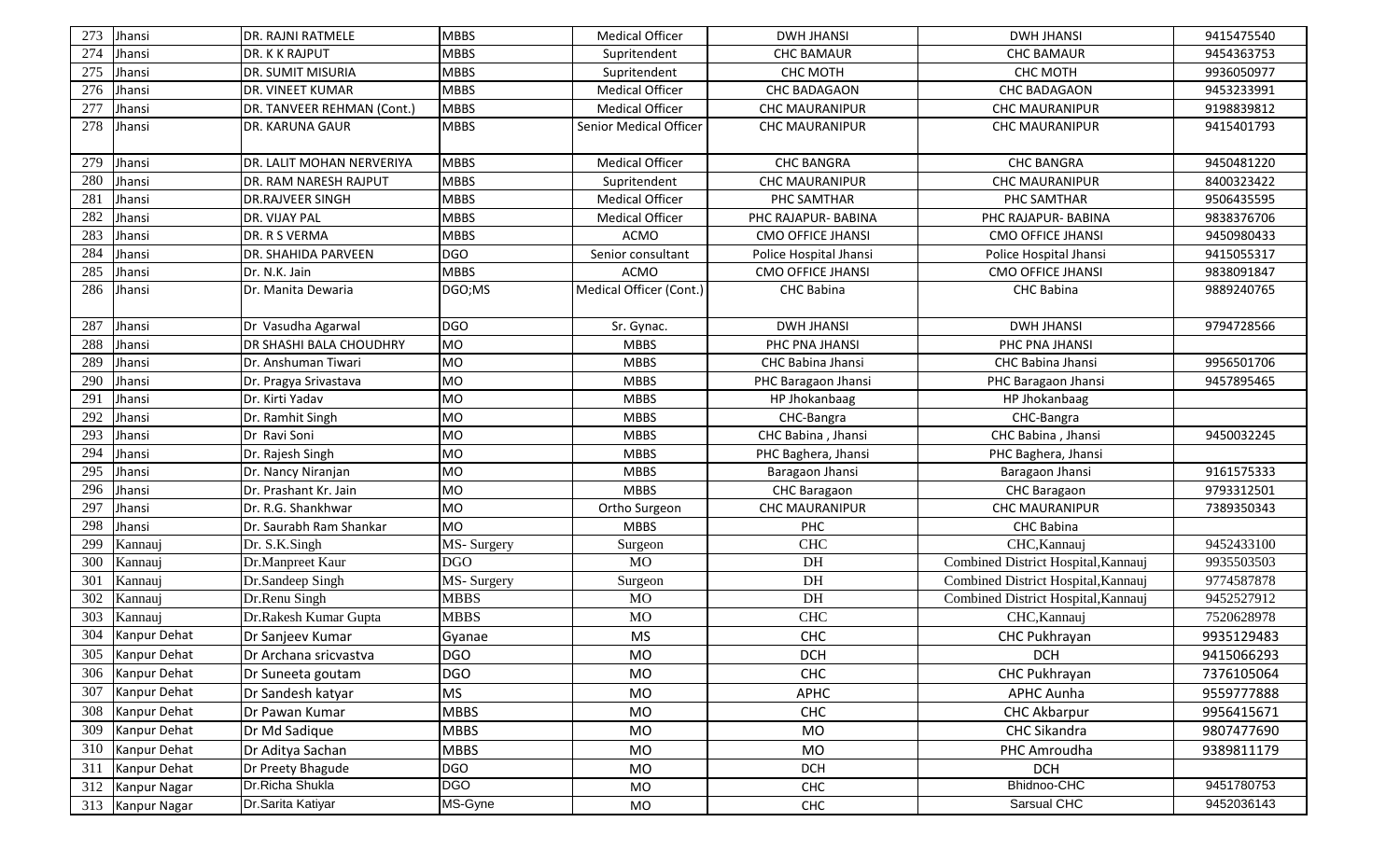| 273 | Jhansi | DR. RAJNI RATMELE | MBBS | Medical Officer | DWH JHANSI | DWH JHANSI | 9415475540 |
|---|---|---|---|---|---|---|---|
| 274 | Jhansi | DR. K K RAJPUT | MBBS | Supritendent | CHC BAMAUR | CHC BAMAUR | 9454363753 |
| 275 | Jhansi | DR. SUMIT MISURIA | MBBS | Supritendent | CHC MOTH | CHC MOTH | 9936050977 |
| 276 | Jhansi | DR. VINEET KUMAR | MBBS | Medical Officer | CHC BADAGAON | CHC BADAGAON | 9453233991 |
| 277 | Jhansi | DR. TANVEER REHMAN (Cont.) | MBBS | Medical Officer | CHC MAURANIPUR | CHC MAURANIPUR | 9198839812 |
| 278 | Jhansi | DR. KARUNA GAUR | MBBS | Senior Medical Officer | CHC MAURANIPUR | CHC MAURANIPUR | 9415401793 |
| 279 | Jhansi | DR. LALIT MOHAN NERVERIYA | MBBS | Medical Officer | CHC BANGRA | CHC BANGRA | 9450481220 |
| 280 | Jhansi | DR. RAM NARESH RAJPUT | MBBS | Supritendent | CHC MAURANIPUR | CHC MAURANIPUR | 8400323422 |
| 281 | Jhansi | DR.RAJVEER SINGH | MBBS | Medical Officer | PHC SAMTHAR | PHC SAMTHAR | 9506435595 |
| 282 | Jhansi | DR. VIJAY PAL | MBBS | Medical Officer | PHC RAJAPUR- BABINA | PHC RAJAPUR- BABINA | 9838376706 |
| 283 | Jhansi | DR. R S VERMA | MBBS | ACMO | CMO OFFICE JHANSI | CMO OFFICE JHANSI | 9450980433 |
| 284 | Jhansi | DR. SHAHIDA PARVEEN | DGO | Senior consultant | Police Hospital Jhansi | Police Hospital Jhansi | 9415055317 |
| 285 | Jhansi | Dr. N.K. Jain | MBBS | ACMO | CMO OFFICE JHANSI | CMO OFFICE JHANSI | 9838091847 |
| 286 | Jhansi | Dr. Manita Dewaria | DGO;MS | Medical Officer (Cont.) | CHC Babina | CHC Babina | 9889240765 |
| 287 | Jhansi | Dr Vasudha Agarwal | DGO | Sr. Gynac. | DWH JHANSI | DWH JHANSI | 9794728566 |
| 288 | Jhansi | DR SHASHI BALA CHOUDHRY | MO | MBBS | PHC PNA JHANSI | PHC PNA JHANSI | |
| 289 | Jhansi | Dr. Anshuman Tiwari | MO | MBBS | CHC Babina Jhansi | CHC Babina Jhansi | 9956501706 |
| 290 | Jhansi | Dr. Pragya Srivastava | MO | MBBS | PHC Baragaon Jhansi | PHC Baragaon Jhansi | 9457895465 |
| 291 | Jhansi | Dr. Kirti Yadav | MO | MBBS | HP Jhokanbaag | HP Jhokanbaag | |
| 292 | Jhansi | Dr. Ramhit Singh | MO | MBBS | CHC-Bangra | CHC-Bangra | |
| 293 | Jhansi | Dr Ravi Soni | MO | MBBS | CHC Babina , Jhansi | CHC Babina , Jhansi | 9450032245 |
| 294 | Jhansi | Dr. Rajesh Singh | MO | MBBS | PHC Baghera, Jhansi | PHC Baghera, Jhansi | |
| 295 | Jhansi | Dr. Nancy Niranjan | MO | MBBS | Baragaon Jhansi | Baragaon Jhansi | 9161575333 |
| 296 | Jhansi | Dr. Prashant Kr. Jain | MO | MBBS | CHC Baragaon | CHC Baragaon | 9793312501 |
| 297 | Jhansi | Dr. R.G. Shankhwar | MO | Ortho Surgeon | CHC MAURANIPUR | CHC MAURANIPUR | 7389350343 |
| 298 | Jhansi | Dr. Saurabh Ram Shankar | MO | MBBS | PHC | CHC Babina | |
| 299 | Kannauj | Dr. S.K.Singh | MS- Surgery | Surgeon | CHC | CHC,Kannauj | 9452433100 |
| 300 | Kannauj | Dr.Manpreet Kaur | DGO | MO | DH | Combined District Hospital,Kannauj | 9935503503 |
| 301 | Kannauj | Dr.Sandeep Singh | MS- Surgery | Surgeon | DH | Combined District Hospital,Kannauj | 9774587878 |
| 302 | Kannauj | Dr.Renu Singh | MBBS | MO | DH | Combined District Hospital,Kannauj | 9452527912 |
| 303 | Kannauj | Dr.Rakesh Kumar Gupta | MBBS | MO | CHC | CHC,Kannauj | 7520628978 |
| 304 | Kanpur Dehat | Dr Sanjeev Kumar | Gyanae | MS | CHC | CHC Pukhrayan | 9935129483 |
| 305 | Kanpur Dehat | Dr Archana sricvastva | DGO | MO | DCH | DCH | 9415066293 |
| 306 | Kanpur Dehat | Dr Suneeta goutam | DGO | MO | CHC | CHC Pukhrayan | 7376105064 |
| 307 | Kanpur Dehat | Dr Sandesh katyar | MS | MO | APHC | APHC Aunha | 9559777888 |
| 308 | Kanpur Dehat | Dr Pawan Kumar | MBBS | MO | CHC | CHC Akbarpur | 9956415671 |
| 309 | Kanpur Dehat | Dr Md Sadique | MBBS | MO | MO | CHC Sikandra | 9807477690 |
| 310 | Kanpur Dehat | Dr Aditya Sachan | MBBS | MO | MO | PHC Amroudha | 9389811179 |
| 311 | Kanpur Dehat | Dr Preety Bhagude | DGO | MO | DCH | DCH | |
| 312 | Kanpur Nagar | Dr.Richa Shukla | DGO | MO | CHC | Bhidnoo-CHC | 9451780753 |
| 313 | Kanpur Nagar | Dr.Sarita Katiyar | MS-Gyne | MO | CHC | Sarsual CHC | 9452036143 |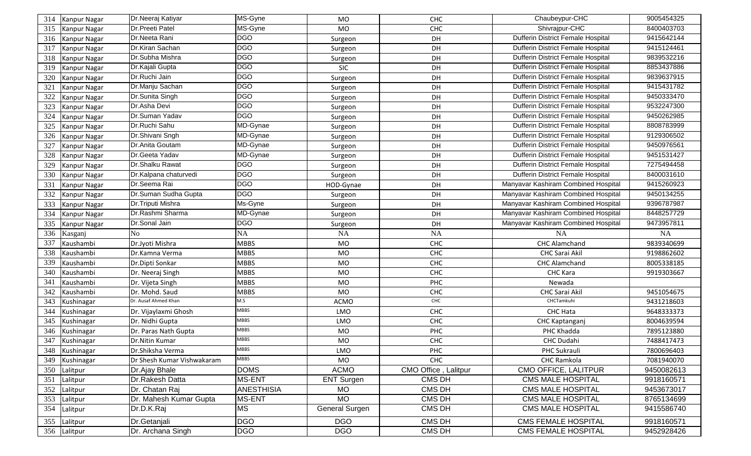| 314 | Kanpur Nagar | Dr.Neeraj Katiyar | MS-Gyne | MO | CHC | Chaubeypur-CHC | 9005454325 |
|---|---|---|---|---|---|---|---|
| 315 | Kanpur Nagar | Dr.Preeti Patel | MS-Gyne | MO | CHC | Shivrajpur-CHC | 8400403703 |
| 316 | Kanpur Nagar | Dr.Neeta Rani | DGO | Surgeon | DH | Dufferin District Female Hospital | 9415642144 |
| 317 | Kanpur Nagar | Dr.Kiran Sachan | DGO | Surgeon | DH | Dufferin District Female Hospital | 9415124461 |
| 318 | Kanpur Nagar | Dr.Subha Mishra | DGO | Surgeon | DH | Dufferin District Female Hospital | 9839532216 |
| 319 | Kanpur Nagar | Dr.Kajali Gupta | DGO | SIC | DH | Dufferin District Female Hospital | 8853437886 |
| 320 | Kanpur Nagar | Dr.Ruchi Jain | DGO | Surgeon | DH | Dufferin District Female Hospital | 9839637915 |
| 321 | Kanpur Nagar | Dr.Manju Sachan | DGO | Surgeon | DH | Dufferin District Female Hospital | 9415431782 |
| 322 | Kanpur Nagar | Dr.Sunita Singh | DGO | Surgeon | DH | Dufferin District Female Hospital | 9450333470 |
| 323 | Kanpur Nagar | Dr.Asha Devi | DGO | Surgeon | DH | Dufferin District Female Hospital | 9532247300 |
| 324 | Kanpur Nagar | Dr.Suman Yadav | DGO | Surgeon | DH | Dufferin District Female Hospital | 9450262985 |
| 325 | Kanpur Nagar | Dr.Ruchi Sahu | MD-Gynae | Surgeon | DH | Dufferin District Female Hospital | 8808783999 |
| 326 | Kanpur Nagar | Dr.Shivani Sngh | MD-Gynae | Surgeon | DH | Dufferin District Female Hospital | 9129306502 |
| 327 | Kanpur Nagar | Dr.Anita Goutam | MD-Gynae | Surgeon | DH | Dufferin District Female Hospital | 9450976561 |
| 328 | Kanpur Nagar | Dr.Geeta Yadav | MD-Gynae | Surgeon | DH | Dufferin District Female Hospital | 9451531427 |
| 329 | Kanpur Nagar | Dr.Shalku Rawat | DGO | Surgeon | DH | Dufferin District Female Hospital | 7275494458 |
| 330 | Kanpur Nagar | Dr.Kalpana chaturvedi | DGO | Surgeon | DH | Dufferin District Female Hospital | 8400031610 |
| 331 | Kanpur Nagar | Dr.Seema Rai | DGO | HOD-Gynae | DH | Manyavar Kashiram Combined Hospital | 9415260923 |
| 332 | Kanpur Nagar | Dr.Suman Sudha Gupta | DGO | Surgeon | DH | Manyavar Kashiram Combined Hospital | 9450134255 |
| 333 | Kanpur Nagar | Dr.Triputi Mishra | Ms-Gyne | Surgeon | DH | Manyavar Kashiram Combined Hospital | 9396787987 |
| 334 | Kanpur Nagar | Dr.Rashmi Sharma | MD-Gynae | Surgeon | DH | Manyavar Kashiram Combined Hospital | 8448257729 |
| 335 | Kanpur Nagar | Dr.Sonal Jain | DGO | Surgeon | DH | Manyavar Kashiram Combined Hospital | 9473957811 |
| 336 | Kasganj | No | NA | NA | NA | NA | NA |
| 337 | Kaushambi | Dr.Jyoti Mishra | MBBS | MO | CHC | CHC Alamchand | 9839340699 |
| 338 | Kaushambi | Dr.Kamna Verma | MBBS | MO | CHC | CHC Sarai Akil | 9198862602 |
| 339 | Kaushambi | Dr.Dipti Sonkar | MBBS | MO | CHC | CHC Alamchand | 8005338185 |
| 340 | Kaushambi | Dr. Neeraj Singh | MBBS | MO | CHC | CHC Kara | 9919303667 |
| 341 | Kaushambi | Dr. Vijeta Singh | MBBS | MO | PHC | Newada | |
| 342 | Kaushambi | Dr. Mohd. Saud | MBBS | MO | CHC | CHC Sarai Akil | 9451054675 |
| 343 | Kushinagar | Dr. Ausaf Ahmed Khan | M.S | ACMO | CHC | CHCTamkuhi | 9431218603 |
| 344 | Kushinagar | Dr. Vijaylaxmi Ghosh | MBBS | LMO | CHC | CHC Hata | 9648333373 |
| 345 | Kushinagar | Dr. Nidhi Gupta | MBBS | LMO | CHC | CHC Kaptanganj | 8004639594 |
| 346 | Kushinagar | Dr. Paras Nath Gupta | MBBS | MO | PHC | PHC Khadda | 7895123880 |
| 347 | Kushinagar | Dr.Nitin Kumar | MBBS | MO | CHC | CHC Dudahi | 7488417473 |
| 348 | Kushinagar | Dr.Shiksha Verma | MBBS | LMO | PHC | PHC Sukrauli | 7800696403 |
| 349 | Kushinagar | Dr Shesh Kumar Vishwakaram | MBBS | MO | CHC | CHC Ramkola | 7081940070 |
| 350 | Lalitpur | Dr.Ajay Bhale | DOMS | ACMO | CMO Office , Lalitpur | CMO OFFICE, LALITPUR | 9450082613 |
| 351 | Lalitpur | Dr.Rakesh Datta | MS-ENT | ENT Surgen | CMS DH | CMS MALE HOSPITAL | 9918160571 |
| 352 | Lalitpur | Dr. Chatan Raj | ANESTHISIA | MO | CMS DH | CMS MALE HOSPITAL | 9453673017 |
| 353 | Lalitpur | Dr. Mahesh Kumar Gupta | MS-ENT | MO | CMS DH | CMS MALE HOSPITAL | 8765134699 |
| 354 | Lalitpur | Dr.D.K.Raj | MS | General Surgen | CMS DH | CMS MALE HOSPITAL | 9415586740 |
| 355 | Lalitpur | Dr.Getanjali | DGO | DGO | CMS DH | CMS FEMALE HOSPITAL | 9918160571 |
| 356 | Lalitpur | Dr. Archana Singh | DGO | DGO | CMS DH | CMS FEMALE HOSPITAL | 9452928426 |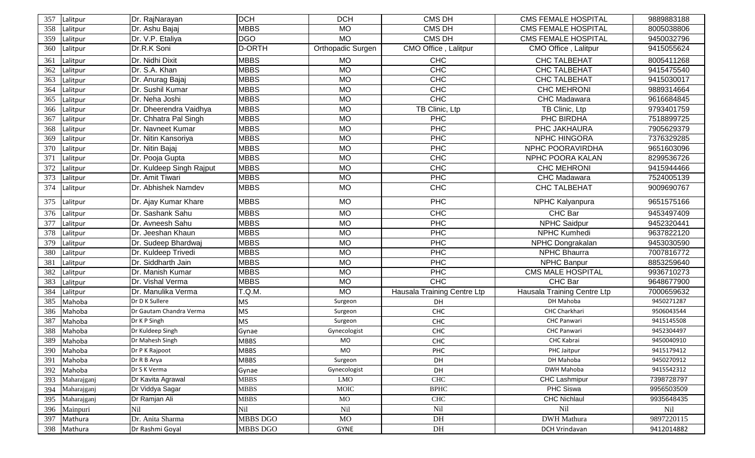| 357 | Lalitpur | Dr. RajNarayan | DCH | DCH | CMS DH | CMS FEMALE HOSPITAL | 9889883188 |
|---|---|---|---|---|---|---|---|
| 358 | Lalitpur | Dr. Ashu Bajaj | MBBS | MO | CMS DH | CMS FEMALE HOSPITAL | 8005038806 |
| 359 | Lalitpur | Dr. V.P. Etaliya | DGO | MO | CMS DH | CMS FEMALE HOSPITAL | 9450032796 |
| 360 | Lalitpur | Dr.R.K Soni | D-ORTH | Orthopadic Surgen | CMO Office , Lalitpur | CMO Office , Lalitpur | 9415055624 |
| 361 | Lalitpur | Dr. Nidhi Dixit | MBBS | MO | CHC | CHC TALBEHAT | 8005411268 |
| 362 | Lalitpur | Dr. S.A. Khan | MBBS | MO | CHC | CHC TALBEHAT | 9415475540 |
| 363 | Lalitpur | Dr. Anurag Bajaj | MBBS | MO | CHC | CHC TALBEHAT | 9415030017 |
| 364 | Lalitpur | Dr. Sushil Kumar | MBBS | MO | CHC | CHC MEHRONI | 9889314664 |
| 365 | Lalitpur | Dr. Neha Joshi | MBBS | MO | CHC | CHC Madawara | 9616684845 |
| 366 | Lalitpur | Dr. Dheerendra Vaidhya | MBBS | MO | TB Clinic, Ltp | TB Clinic, Ltp | 9793401759 |
| 367 | Lalitpur | Dr. Chhatra Pal Singh | MBBS | MO | PHC | PHC BIRDHA | 7518899725 |
| 368 | Lalitpur | Dr. Navneet Kumar | MBBS | MO | PHC | PHC JAKHAURA | 7905629379 |
| 369 | Lalitpur | Dr. Nitin Kansoriya | MBBS | MO | PHC | NPHC HINGORA | 7376329285 |
| 370 | Lalitpur | Dr. Nitin Bajaj | MBBS | MO | PHC | NPHC POORAVIRDHA | 9651603096 |
| 371 | Lalitpur | Dr. Pooja Gupta | MBBS | MO | CHC | NPHC POORA KALAN | 8299536726 |
| 372 | Lalitpur | Dr. Kuldeep Singh Rajput | MBBS | MO | CHC | CHC MEHRONI | 9415944466 |
| 373 | Lalitpur | Dr. Amit Tiwari | MBBS | MO | PHC | CHC Madawara | 7524005139 |
| 374 | Lalitpur | Dr. Abhishek Namdev | MBBS | MO | CHC | CHC TALBEHAT | 9009690767 |
| 375 | Lalitpur | Dr. Ajay Kumar Khare | MBBS | MO | PHC | NPHC Kalyanpura | 9651575166 |
| 376 | Lalitpur | Dr. Sashank Sahu | MBBS | MO | CHC | CHC Bar | 9453497409 |
| 377 | Lalitpur | Dr. Avneesh Sahu | MBBS | MO | PHC | NPHC Saidpur | 9452320441 |
| 378 | Lalitpur | Dr. Jeeshan Khaun | MBBS | MO | PHC | NPHC Kumhedi | 9637822120 |
| 379 | Lalitpur | Dr. Sudeep Bhardwaj | MBBS | MO | PHC | NPHC Dongrakalan | 9453030590 |
| 380 | Lalitpur | Dr. Kuldeep Trivedi | MBBS | MO | PHC | NPHC Bhaurra | 7007816772 |
| 381 | Lalitpur | Dr. Siddharth Jain | MBBS | MO | PHC | NPHC Banpur | 8853259640 |
| 382 | Lalitpur | Dr. Manish Kumar | MBBS | MO | PHC | CMS MALE HOSPITAL | 9936710273 |
| 383 | Lalitpur | Dr. Vishal Verma | MBBS | MO | CHC | CHC Bar | 9648677900 |
| 384 | Lalitpur | Dr. Manulika Verma | T.Q.M. | MO | Hausala Training Centre Ltp | Hausala Training Centre Ltp | 7000659632 |
| 385 | Mahoba | Dr D K Sullere | MS | Surgeon | DH | DH Mahoba | 9450271287 |
| 386 | Mahoba | Dr Gautam Chandra Verma | MS | Surgeon | CHC | CHC Charkhari | 9506043544 |
| 387 | Mahoba | Dr K P Singh | MS | Surgeon | CHC | CHC Panwari | 9415145508 |
| 388 | Mahoba | Dr Kuldeep Singh | Gynae | Gynecologist | CHC | CHC Panwari | 9452304497 |
| 389 | Mahoba | Dr Mahesh Singh | MBBS | MO | CHC | CHC Kabrai | 9450040910 |
| 390 | Mahoba | Dr P K Rajpoot | MBBS | MO | PHC | PHC Jaitpur | 9415179412 |
| 391 | Mahoba | Dr R B Arya | MBBS | Surgeon | DH | DH Mahoba | 9450270912 |
| 392 | Mahoba | Dr S K Verma | Gynae | Gynecologist | DH | DWH Mahoba | 9415542312 |
| 393 | Maharajganj | Dr Kavita Agrawal | MBBS | LMO | CHC | CHC Lashmipur | 7398728797 |
| 394 | Maharajganj | Dr Viddya Sagar | MBBS | MOIC | BPHC | PHC Siswa | 9956503509 |
| 395 | Maharajganj | Dr Ramjan Ali | MBBS | MO | CHC | CHC Nichlaul | 9935648435 |
| 396 | Mainpuri | Nil | Nil | Nil | Nil | Nil | Nil |
| 397 | Mathura | Dr. Anita Sharma | MBBS DGO | MO | DH | DWH Mathura | 9897220115 |
| 398 | Mathura | Dr Rashmi Goyal | MBBS DGO | GYNE | DH | DCH Vrindavan | 9412014882 |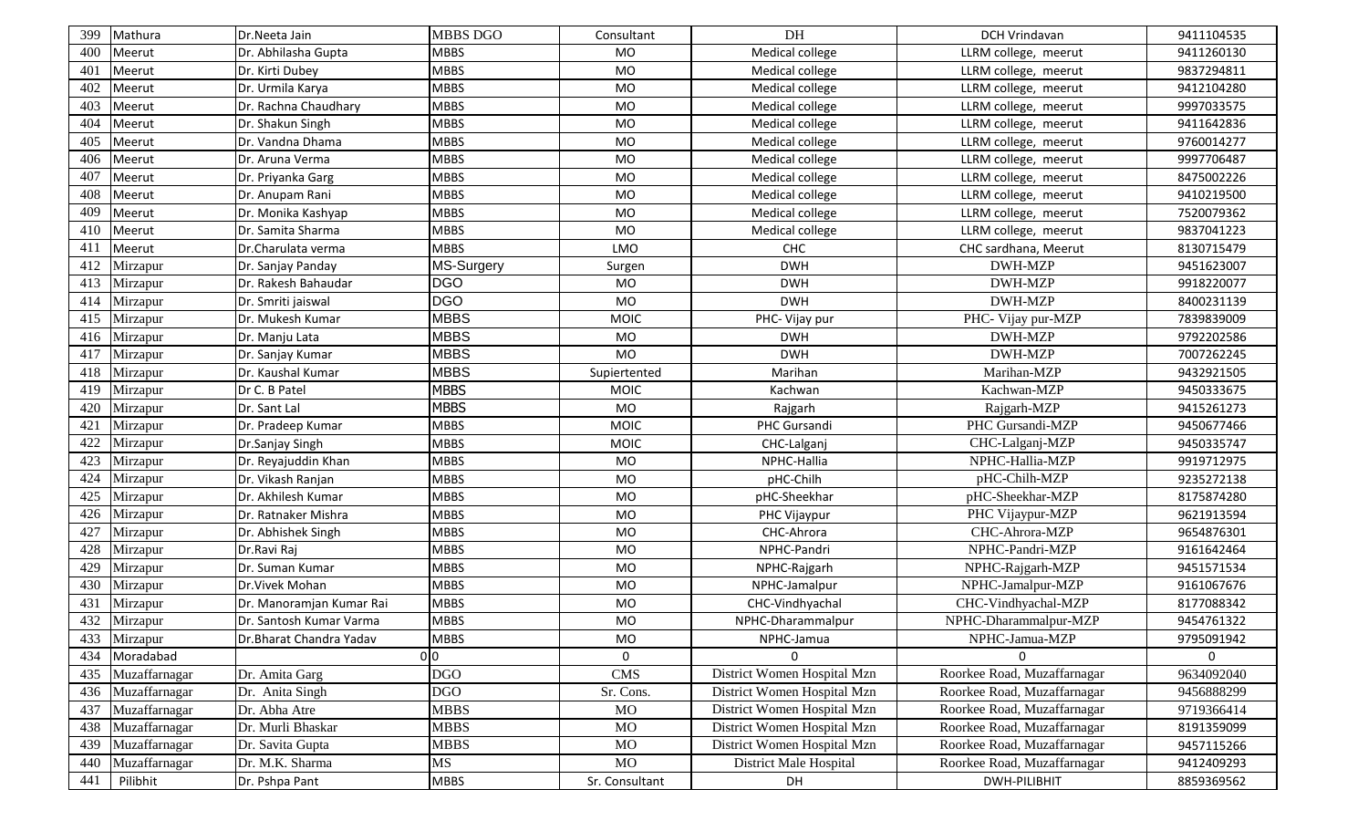| 399 | Mathura | Dr.Neeta Jain | MBBS DGO | Consultant | DH | DCH Vrindavan | 9411104535 |
|---|---|---|---|---|---|---|---|
| 400 | Meerut | Dr. Abhilasha Gupta | MBBS | MO | Medical college | LLRM college, meerut | 9411260130 |
| 401 | Meerut | Dr. Kirti Dubey | MBBS | MO | Medical college | LLRM college, meerut | 9837294811 |
| 402 | Meerut | Dr. Urmila Karya | MBBS | MO | Medical college | LLRM college, meerut | 9412104280 |
| 403 | Meerut | Dr. Rachna Chaudhary | MBBS | MO | Medical college | LLRM college, meerut | 9997033575 |
| 404 | Meerut | Dr. Shakun Singh | MBBS | MO | Medical college | LLRM college, meerut | 9411642836 |
| 405 | Meerut | Dr. Vandna Dhama | MBBS | MO | Medical college | LLRM college, meerut | 9760014277 |
| 406 | Meerut | Dr. Aruna Verma | MBBS | MO | Medical college | LLRM college, meerut | 9997706487 |
| 407 | Meerut | Dr. Priyanka Garg | MBBS | MO | Medical college | LLRM college, meerut | 8475002226 |
| 408 | Meerut | Dr. Anupam Rani | MBBS | MO | Medical college | LLRM college, meerut | 9410219500 |
| 409 | Meerut | Dr. Monika Kashyap | MBBS | MO | Medical college | LLRM college, meerut | 7520079362 |
| 410 | Meerut | Dr. Samita Sharma | MBBS | MO | Medical college | LLRM college, meerut | 9837041223 |
| 411 | Meerut | Dr.Charulata verma | MBBS | LMO | CHC | CHC sardhana, Meerut | 8130715479 |
| 412 | Mirzapur | Dr. Sanjay Panday | MS-Surgery | Surgen | DWH | DWH-MZP | 9451623007 |
| 413 | Mirzapur | Dr. Rakesh Bahaudar | DGO | MO | DWH | DWH-MZP | 9918220077 |
| 414 | Mirzapur | Dr. Smriti jaiswal | DGO | MO | DWH | DWH-MZP | 8400231139 |
| 415 | Mirzapur | Dr. Mukesh Kumar | MBBS | MOIC | PHC- Vijay pur | PHC- Vijay pur-MZP | 7839839009 |
| 416 | Mirzapur | Dr. Manju Lata | MBBS | MO | DWH | DWH-MZP | 9792202586 |
| 417 | Mirzapur | Dr. Sanjay Kumar | MBBS | MO | DWH | DWH-MZP | 7007262245 |
| 418 | Mirzapur | Dr. Kaushal Kumar | MBBS | Supiertented | Marihan | Marihan-MZP | 9432921505 |
| 419 | Mirzapur | Dr C. B Patel | MBBS | MOIC | Kachwan | Kachwan-MZP | 9450333675 |
| 420 | Mirzapur | Dr. Sant Lal | MBBS | MO | Rajgarh | Rajgarh-MZP | 9415261273 |
| 421 | Mirzapur | Dr. Pradeep Kumar | MBBS | MOIC | PHC Gursandi | PHC Gursandi-MZP | 9450677466 |
| 422 | Mirzapur | Dr.Sanjay Singh | MBBS | MOIC | CHC-Lalganj | CHC-Lalganj-MZP | 9450335747 |
| 423 | Mirzapur | Dr. Reyajuddin Khan | MBBS | MO | NPHC-Hallia | NPHC-Hallia-MZP | 9919712975 |
| 424 | Mirzapur | Dr. Vikash Ranjan | MBBS | MO | pHC-Chilh | pHC-Chilh-MZP | 9235272138 |
| 425 | Mirzapur | Dr. Akhilesh Kumar | MBBS | MO | pHC-Sheekhar | pHC-Sheekhar-MZP | 8175874280 |
| 426 | Mirzapur | Dr. Ratnaker Mishra | MBBS | MO | PHC Vijaypur | PHC Vijaypur-MZP | 9621913594 |
| 427 | Mirzapur | Dr. Abhishek Singh | MBBS | MO | CHC-Ahrora | CHC-Ahrora-MZP | 9654876301 |
| 428 | Mirzapur | Dr.Ravi Raj | MBBS | MO | NPHC-Pandri | NPHC-Pandri-MZP | 9161642464 |
| 429 | Mirzapur | Dr. Suman Kumar | MBBS | MO | NPHC-Rajgarh | NPHC-Rajgarh-MZP | 9451571534 |
| 430 | Mirzapur | Dr.Vivek Mohan | MBBS | MO | NPHC-Jamalpur | NPHC-Jamalpur-MZP | 9161067676 |
| 431 | Mirzapur | Dr. Manoramjan Kumar Rai | MBBS | MO | CHC-Vindhyachal | CHC-Vindhyachal-MZP | 8177088342 |
| 432 | Mirzapur | Dr. Santosh Kumar Varma | MBBS | MO | NPHC-Dharammalpur | NPHC-Dharammalpur-MZP | 9454761322 |
| 433 | Mirzapur | Dr.Bharat Chandra Yadav | MBBS | MO | NPHC-Jamua | NPHC-Jamua-MZP | 9795091942 |
| 434 | Moradabad | 0 | 0 | 0 | 0 | 0 | 0 |
| 435 | Muzaffarnagar | Dr. Amita Garg | DGO | CMS | District Women Hospital Mzn | Roorkee Road, Muzaffarnagar | 9634092040 |
| 436 | Muzaffarnagar | Dr. Anita Singh | DGO | Sr. Cons. | District Women Hospital Mzn | Roorkee Road, Muzaffarnagar | 9456888299 |
| 437 | Muzaffarnagar | Dr. Abha Atre | MBBS | MO | District Women Hospital Mzn | Roorkee Road, Muzaffarnagar | 9719366414 |
| 438 | Muzaffarnagar | Dr. Murli Bhaskar | MBBS | MO | District Women Hospital Mzn | Roorkee Road, Muzaffarnagar | 8191359099 |
| 439 | Muzaffarnagar | Dr. Savita Gupta | MBBS | MO | District Women Hospital Mzn | Roorkee Road, Muzaffarnagar | 9457115266 |
| 440 | Muzaffarnagar | Dr. M.K. Sharma | MS | MO | District Male Hospital | Roorkee Road, Muzaffarnagar | 9412409293 |
| 441 | Pilibhit | Dr. Pshpa Pant | MBBS | Sr. Consultant | DH | DWH-PILIBHIT | 8859369562 |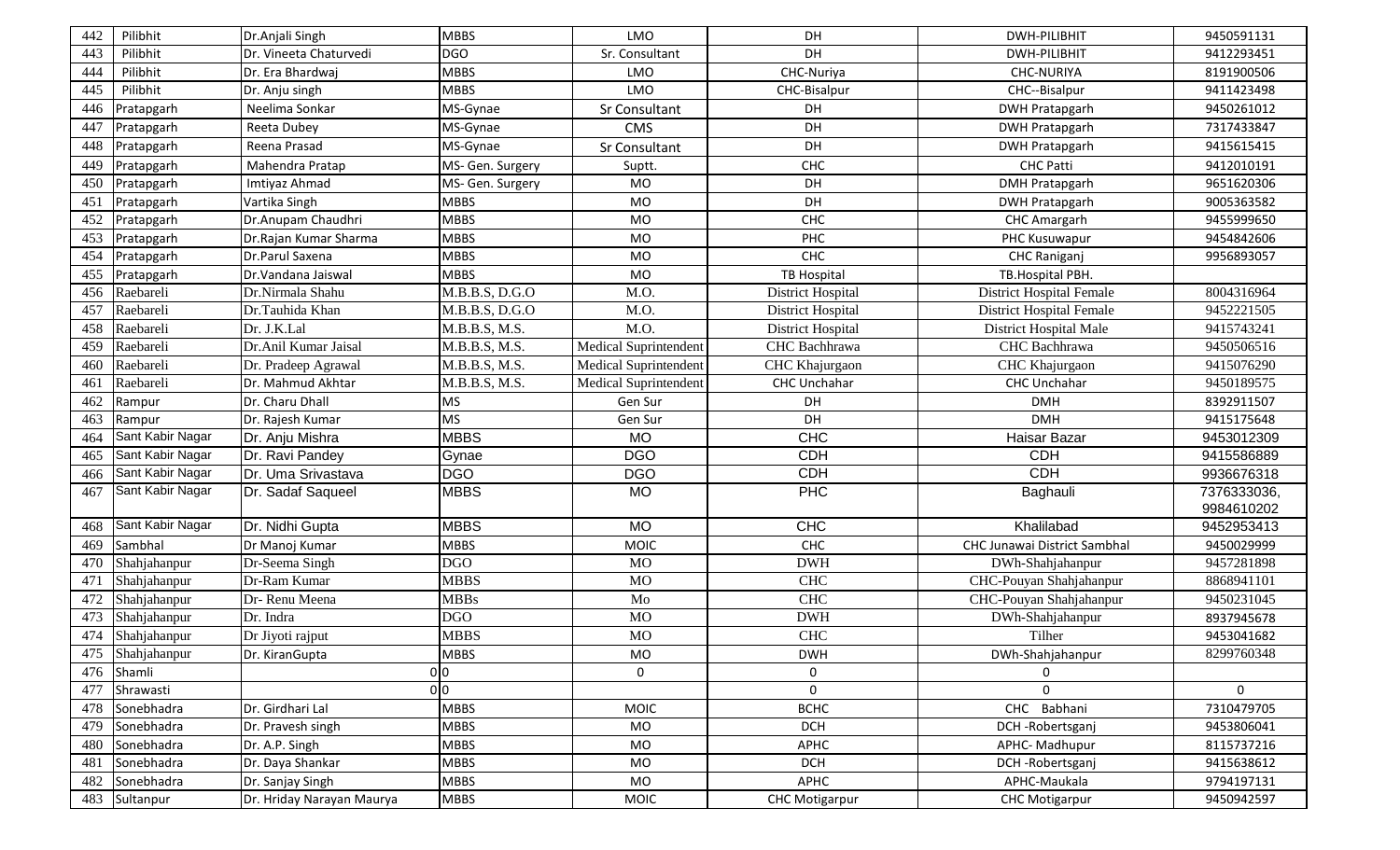| 442 | Pilibhit | Dr.Anjali Singh | MBBS | LMO | DH | DWH-PILIBHIT | 9450591131 |
|---|---|---|---|---|---|---|---|
| 443 | Pilibhit | Dr. Vineeta Chaturvedi | DGO | Sr. Consultant | DH | DWH-PILIBHIT | 9412293451 |
| 444 | Pilibhit | Dr. Era Bhardwaj | MBBS | LMO | CHC-Nuriya | CHC-NURIYA | 8191900506 |
| 445 | Pilibhit | Dr. Anju singh | MBBS | LMO | CHC-Bisalpur | CHC--Bisalpur | 9411423498 |
| 446 | Pratapgarh | Neelima Sonkar | MS-Gynae | Sr Consultant | DH | DWH Pratapgarh | 9450261012 |
| 447 | Pratapgarh | Reeta Dubey | MS-Gynae | CMS | DH | DWH Pratapgarh | 7317433847 |
| 448 | Pratapgarh | Reena Prasad | MS-Gynae | Sr Consultant | DH | DWH Pratapgarh | 9415615415 |
| 449 | Pratapgarh | Mahendra Pratap | MS- Gen. Surgery | Suptt. | CHC | CHC Patti | 9412010191 |
| 450 | Pratapgarh | Imtiyaz Ahmad | MS- Gen. Surgery | MO | DH | DMH Pratapgarh | 9651620306 |
| 451 | Pratapgarh | Vartika Singh | MBBS | MO | DH | DWH Pratapgarh | 9005363582 |
| 452 | Pratapgarh | Dr.Anupam Chaudhri | MBBS | MO | CHC | CHC Amargarh | 9455999650 |
| 453 | Pratapgarh | Dr.Rajan Kumar Sharma | MBBS | MO | PHC | PHC Kusuwapur | 9454842606 |
| 454 | Pratapgarh | Dr.Parul Saxena | MBBS | MO | CHC | CHC Raniganj | 9956893057 |
| 455 | Pratapgarh | Dr.Vandana Jaiswal | MBBS | MO | TB Hospital | TB.Hospital PBH. | |
| 456 | Raebareli | Dr.Nirmala Shahu | M.B.B.S, D.G.O | M.O. | District Hospital | District Hospital Female | 8004316964 |
| 457 | Raebareli | Dr.Tauhida Khan | M.B.B.S, D.G.O | M.O. | District Hospital | District Hospital Female | 9452221505 |
| 458 | Raebareli | Dr. J.K.Lal | M.B.B.S, M.S. | M.O. | District Hospital | District Hospital Male | 9415743241 |
| 459 | Raebareli | Dr.Anil Kumar Jaisal | M.B.B.S, M.S. | Medical Suprintendent | CHC Bachhrawa | CHC Bachhrawa | 9450506516 |
| 460 | Raebareli | Dr. Pradeep Agrawal | M.B.B.S, M.S. | Medical Suprintendent | CHC Khajurgaon | CHC Khajurgaon | 9415076290 |
| 461 | Raebareli | Dr. Mahmud Akhtar | M.B.B.S, M.S. | Medical Suprintendent | CHC Unchahar | CHC Unchahar | 9450189575 |
| 462 | Rampur | Dr. Charu Dhall | MS | Gen Sur | DH | DMH | 8392911507 |
| 463 | Rampur | Dr. Rajesh Kumar | MS | Gen Sur | DH | DMH | 9415175648 |
| 464 | Sant Kabir Nagar | Dr. Anju Mishra | MBBS | MO | CHC | Haisar Bazar | 9453012309 |
| 465 | Sant Kabir Nagar | Dr. Ravi Pandey | Gynae | DGO | CDH | CDH | 9415586889 |
| 466 | Sant Kabir Nagar | Dr. Uma Srivastava | DGO | DGO | CDH | CDH | 9936676318 |
| 467 | Sant Kabir Nagar | Dr. Sadaf Saqueel | MBBS | MO | PHC | Baghauli | 7376333036, 9984610202 |
| 468 | Sant Kabir Nagar | Dr. Nidhi Gupta | MBBS | MO | CHC | Khalilabad | 9452953413 |
| 469 | Sambhal | Dr Manoj Kumar | MBBS | MOIC | CHC | CHC Junawai District Sambhal | 9450029999 |
| 470 | Shahjahanpur | Dr-Seema Singh | DGO | MO | DWH | DWh-Shahjahanpur | 9457281898 |
| 471 | Shahjahanpur | Dr-Ram Kumar | MBBS | MO | CHC | CHC-Pouyan Shahjahanpur | 8868941101 |
| 472 | Shahjahanpur | Dr- Renu Meena | MBBs | Mo | CHC | CHC-Pouyan Shahjahanpur | 9450231045 |
| 473 | Shahjahanpur | Dr. Indra | DGO | MO | DWH | DWh-Shahjahanpur | 8937945678 |
| 474 | Shahjahanpur | Dr Jiyoti rajput | MBBS | MO | CHC | Tilher | 9453041682 |
| 475 | Shahjahanpur | Dr. KiranGupta | MBBS | MO | DWH | DWh-Shahjahanpur | 8299760348 |
| 476 | Shamli | 0 | 0 | 0 | 0 | 0 | |
| 477 | Shrawasti | 0 | 0 | | 0 | 0 | 0 |
| 478 | Sonebhadra | Dr. Girdhari Lal | MBBS | MOIC | BCHC | CHC Babhani | 7310479705 |
| 479 | Sonebhadra | Dr. Pravesh singh | MBBS | MO | DCH | DCH -Robertsganj | 9453806041 |
| 480 | Sonebhadra | Dr. A.P. Singh | MBBS | MO | APHC | APHC- Madhupur | 8115737216 |
| 481 | Sonebhadra | Dr. Daya Shankar | MBBS | MO | DCH | DCH -Robertsganj | 9415638612 |
| 482 | Sonebhadra | Dr. Sanjay Singh | MBBS | MO | APHC | APHC-Maukala | 9794197131 |
| 483 | Sultanpur | Dr. Hriday Narayan Maurya | MBBS | MOIC | CHC Motigarpur | CHC Motigarpur | 9450942597 |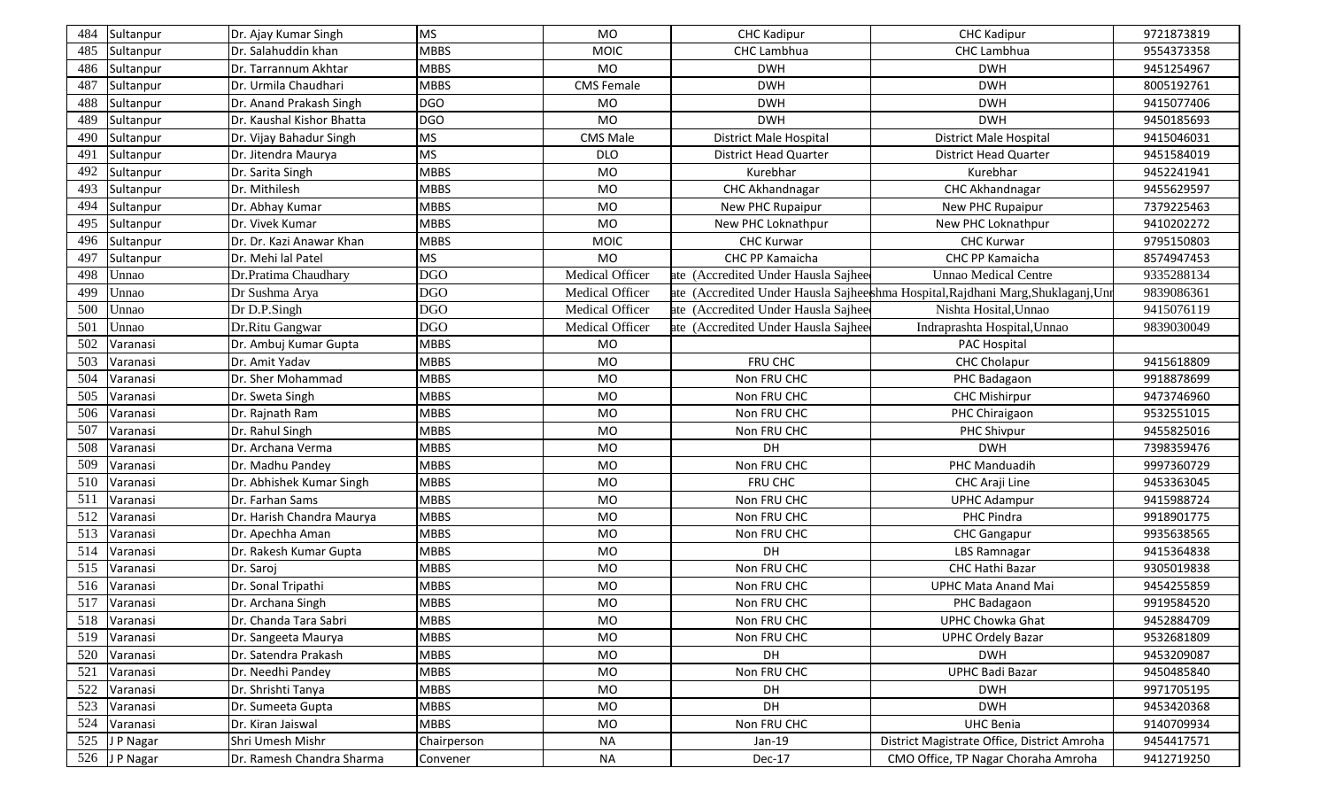| 484 | Sultanpur | Dr. Ajay Kumar Singh | MS | MO | CHC Kadipur | CHC Kadipur | 9721873819 |
|---|---|---|---|---|---|---|---|
| 485 | Sultanpur | Dr. Salahuddin khan | MBBS | MOIC | CHC Lambhua | CHC Lambhua | 9554373358 |
| 486 | Sultanpur | Dr. Tarrannum Akhtar | MBBS | MO | DWH | DWH | 9451254967 |
| 487 | Sultanpur | Dr. Urmila Chaudhari | MBBS | CMS Female | DWH | DWH | 8005192761 |
| 488 | Sultanpur | Dr. Anand Prakash Singh | DGO | MO | DWH | DWH | 9415077406 |
| 489 | Sultanpur | Dr. Kaushal Kishor Bhatta | DGO | MO | DWH | DWH | 9450185693 |
| 490 | Sultanpur | Dr. Vijay Bahadur Singh | MS | CMS Male | District Male Hospital | District Male Hospital | 9415046031 |
| 491 | Sultanpur | Dr. Jitendra Maurya | MS | DLO | District Head Quarter | District Head Quarter | 9451584019 |
| 492 | Sultanpur | Dr. Sarita Singh | MBBS | MO | Kurebhar | Kurebhar | 9452241941 |
| 493 | Sultanpur | Dr. Mithilesh | MBBS | MO | CHC Akhandnagar | CHC Akhandnagar | 9455629597 |
| 494 | Sultanpur | Dr. Abhay Kumar | MBBS | MO | New PHC Rupaipur | New PHC Rupaipur | 7379225463 |
| 495 | Sultanpur | Dr. Vivek Kumar | MBBS | MO | New PHC Loknathpur | New PHC Loknathpur | 9410202272 |
| 496 | Sultanpur | Dr. Dr. Kazi Anawar Khan | MBBS | MOIC | CHC Kurwar | CHC Kurwar | 9795150803 |
| 497 | Sultanpur | Dr. Mehi lal Patel | MS | MO | CHC PP Kamaicha | CHC PP Kamaicha | 8574947453 |
| 498 | Unnao | Dr.Pratima Chaudhary | DGO | Medical Officer | ate (Accredited Under Hausla Sajhee | Unnao Medical Centre | 9335288134 |
| 499 | Unnao | Dr Sushma Arya | DGO | Medical Officer | ate (Accredited Under Hausla Sajhee | shma Hospital,Rajdhani Marg,Shuklaganj,Unn | 9839086361 |
| 500 | Unnao | Dr D.P.Singh | DGO | Medical Officer | ate (Accredited Under Hausla Sajhee | Nishta Hosital,Unnao | 9415076119 |
| 501 | Unnao | Dr.Ritu Gangwar | DGO | Medical Officer | ate (Accredited Under Hausla Sajhee | Indraprashta Hospital,Unnao | 9839030049 |
| 502 | Varanasi | Dr. Ambuj Kumar Gupta | MBBS | MO | | PAC Hospital | |
| 503 | Varanasi | Dr. Amit Yadav | MBBS | MO | FRU CHC | CHC Cholapur | 9415618809 |
| 504 | Varanasi | Dr. Sher Mohammad | MBBS | MO | Non FRU CHC | PHC Badagaon | 9918878699 |
| 505 | Varanasi | Dr. Sweta Singh | MBBS | MO | Non FRU CHC | CHC Mishirpur | 9473746960 |
| 506 | Varanasi | Dr. Rajnath Ram | MBBS | MO | Non FRU CHC | PHC Chiraigaon | 9532551015 |
| 507 | Varanasi | Dr. Rahul Singh | MBBS | MO | Non FRU CHC | PHC Shivpur | 9455825016 |
| 508 | Varanasi | Dr. Archana Verma | MBBS | MO | DH | DWH | 7398359476 |
| 509 | Varanasi | Dr. Madhu Pandey | MBBS | MO | Non FRU CHC | PHC Manduadih | 9997360729 |
| 510 | Varanasi | Dr. Abhishek Kumar Singh | MBBS | MO | FRU CHC | CHC Araji Line | 9453363045 |
| 511 | Varanasi | Dr. Farhan Sams | MBBS | MO | Non FRU CHC | UPHC Adampur | 9415988724 |
| 512 | Varanasi | Dr. Harish Chandra Maurya | MBBS | MO | Non FRU CHC | PHC Pindra | 9918901775 |
| 513 | Varanasi | Dr. Apechha Aman | MBBS | MO | Non FRU CHC | CHC Gangapur | 9935638565 |
| 514 | Varanasi | Dr. Rakesh Kumar Gupta | MBBS | MO | DH | LBS Ramnagar | 9415364838 |
| 515 | Varanasi | Dr. Saroj | MBBS | MO | Non FRU CHC | CHC Hathi Bazar | 9305019838 |
| 516 | Varanasi | Dr. Sonal Tripathi | MBBS | MO | Non FRU CHC | UPHC Mata Anand Mai | 9454255859 |
| 517 | Varanasi | Dr. Archana Singh | MBBS | MO | Non FRU CHC | PHC Badagaon | 9919584520 |
| 518 | Varanasi | Dr. Chanda Tara Sabri | MBBS | MO | Non FRU CHC | UPHC Chowka Ghat | 9452884709 |
| 519 | Varanasi | Dr. Sangeeta Maurya | MBBS | MO | Non FRU CHC | UPHC Ordely Bazar | 9532681809 |
| 520 | Varanasi | Dr. Satendra Prakash | MBBS | MO | DH | DWH | 9453209087 |
| 521 | Varanasi | Dr. Needhi Pandey | MBBS | MO | Non FRU CHC | UPHC Badi Bazar | 9450485840 |
| 522 | Varanasi | Dr. Shrishti Tanya | MBBS | MO | DH | DWH | 9971705195 |
| 523 | Varanasi | Dr. Sumeeta Gupta | MBBS | MO | DH | DWH | 9453420368 |
| 524 | Varanasi | Dr. Kiran Jaiswal | MBBS | MO | Non FRU CHC | UHC Benia | 9140709934 |
| 525 | J P Nagar | Shri Umesh Mishr | Chairperson | NA | Jan-19 | District Magistrate Office, District Amroha | 9454417571 |
| 526 | J P Nagar | Dr. Ramesh Chandra Sharma | Convener | NA | Dec-17 | CMO Office, TP Nagar Choraha Amroha | 9412719250 |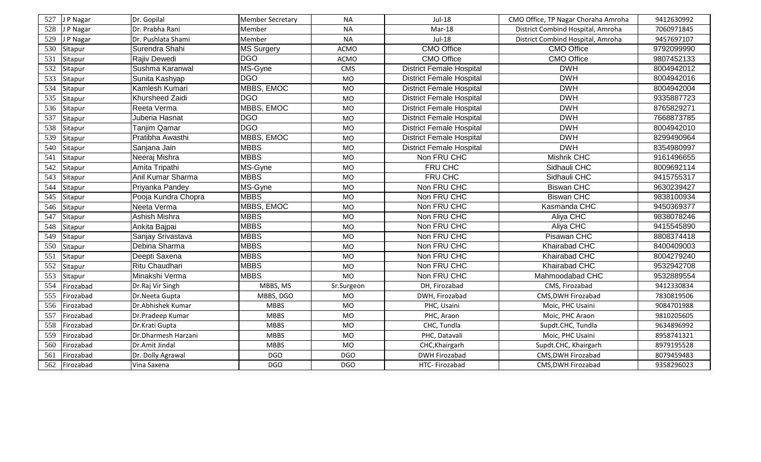| | | | | | | | |
|---|---|---|---|---|---|---|---|
| 527 | J P Nagar | Dr. Gopilal | Member Secretary | NA | Jul-18 | CMO Office, TP Nagar Choraha Amroha | 9412630992 |
| 528 | J P Nagar | Dr. Prabha Rani | Member | NA | Mar-18 | District Combind Hospital, Amroha | 7060971845 |
| 529 | J P Nagar | Dr. Pushlata Shami | Member | NA | Jul-18 | District Combind Hospital, Amroha | 9457697107 |
| 530 | Sitapur | Surendra Shahi | MS Surgery | ACMO | CMO Office | CMO Office | 9792099990 |
| 531 | Sitapur | Rajiv Dewedi | DGO | ACMO | CMO Office | CMO Office | 9807452133 |
| 532 | Sitapur | Sushma Karanwal | MS-Gyne | CMS | District Female Hospital | DWH | 8004942012 |
| 533 | Sitapur | Sunita Kashyap | DGO | MO | District Female Hospital | DWH | 8004942016 |
| 534 | Sitapur | Kamlesh Kumari | MBBS, EMOC | MO | District Female Hospital | DWH | 8004942004 |
| 535 | Sitapur | Khursheed Zaidi | DGO | MO | District Female Hospital | DWH | 9335887723 |
| 536 | Sitapur | Reeta Verma | MBBS, EMOC | MO | District Female Hospital | DWH | 8765829271 |
| 537 | Sitapur | Juberia Hasnat | DGO | MO | District Female Hospital | DWH | 7668873785 |
| 538 | Sitapur | Tanjim Qamar | DGO | MO | District Female Hospital | DWH | 8004942010 |
| 539 | Sitapur | Pratibha Awasthi | MBBS, EMOC | MO | District Female Hospital | DWH | 8299490964 |
| 540 | Sitapur | Sanjana Jain | MBBS | MO | District Female Hospital | DWH | 8354980997 |
| 541 | Sitapur | Neeraj Mishra | MBBS | MO | Non FRU CHC | Mishrik CHC | 9161496655 |
| 542 | Sitapur | Amita Tripathi | MS-Gyne | MO | FRU CHC | Sidhauli CHC | 8009692114 |
| 543 | Sitapur | Anil Kumar Sharma | MBBS | MO | FRU CHC | Sidhauli CHC | 9415755317 |
| 544 | Sitapur | Priyanka Pandey | MS-Gyne | MO | Non FRU CHC | Biswan CHC | 9630239427 |
| 545 | Sitapur | Pooja Kundra Chopra | MBBS | MO | Non FRU CHC | Biswan CHC | 9838100934 |
| 546 | Sitapur | Neeta Verma | MBBS, EMOC | MO | Non FRU CHC | Kasmanda CHC | 9450369377 |
| 547 | Sitapur | Ashish Mishra | MBBS | MO | Non FRU CHC | Aliya CHC | 9838078246 |
| 548 | Sitapur | Ankita Bajpai | MBBS | MO | Non FRU CHC | Aliya CHC | 9415545890 |
| 549 | Sitapur | Sanjay Srivastava | MBBS | MO | Non FRU CHC | Pisawan CHC | 8808374418 |
| 550 | Sitapur | Debina Sharma | MBBS | MO | Non FRU CHC | Khairabad CHC | 8400409003 |
| 551 | Sitapur | Deepti Saxena | MBBS | MO | Non FRU CHC | Khairabad CHC | 8004279240 |
| 552 | Sitapur | Ritu Chaudhari | MBBS | MO | Non FRU CHC | Khairabad CHC | 9532942708 |
| 553 | Sitapur | Minakshi Verma | MBBS | MO | Non FRU CHC | Mahmoodabad CHC | 9532889554 |
| 554 | Firozabad | Dr.Raj Vir Singh | MBBS, MS | Sr.Surgeon | DH, Firozabad | CMS, Firozabad | 9412330834 |
| 555 | Firozabad | Dr.Neeta Gupta | MBBS, DGO | MO | DWH, Firozabad | CMS,DWH Firozabad | 7830819506 |
| 556 | Firozabad | Dr.Abhishek Kumar | MBBS | MO | PHC, Usaini | Moic, PHC Usaini | 9084701988 |
| 557 | Firozabad | Dr.Pradeep Kumar | MBBS | MO | PHC, Araon | Moic, PHC Araon | 9810205605 |
| 558 | Firozabad | Dr.Krati Gupta | MBBS | MO | CHC, Tundla | Supdt.CHC, Tundla | 9634896992 |
| 559 | Firozabad | Dr.Dharmesh Harzani | MBBS | MO | PHC, Datavali | Moic, PHC Usaini | 8958741321 |
| 560 | Firozabad | Dr.Amit Jindal | MBBS | MO | CHC,Khairgarh | Supdt.CHC, Khairgarh | 8979195528 |
| 561 | Firozabad | Dr. Dolly Agrawal | DGO | DGO | DWH Firozabad | CMS,DWH Firozabad | 8079459483 |
| 562 | Firozabad | Vina Saxena | DGO | DGO | HTC- Firozabad | CMS,DWH Firozabad | 9358296023 |